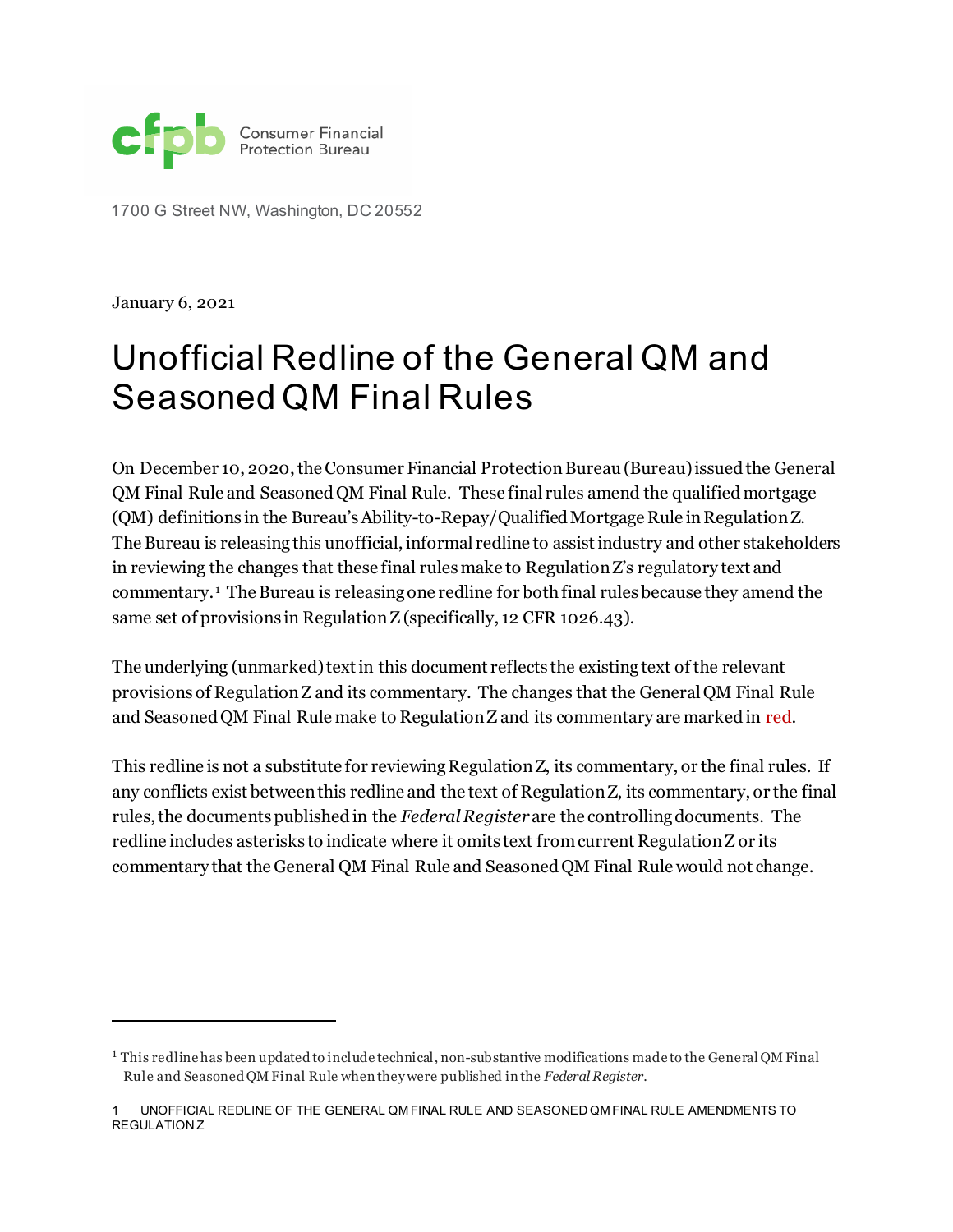Consumer Financial Protection Bureau

1700 G Street NW, Washington, DC 20552

January 6, 2021

# Unofficial Redline of the General QM and Seasoned QM Final Rules

On December 10, 2020, the Consumer Financial Protection Bureau (Bureau) issued the General QM Final Rule and Seasoned QM Final Rule. These final rules amend the qualified mortgage (QM) definitions in the Bureau's Ability-to-Repay/Qualified Mortgage Rule in Regulation Z. The Bureau is releasing this unofficial, informal redline to assist industry and other stakeholders in reviewing the changes that these final rules make to Regulation Z's regulatory text and commentary.[1] The Bureau is releasing one redline for both final rules because they amend the same set of provisions in Regulation Z (specifically, 12 CFR 1026.43).

The underlying (unmarked) text in this document reflects the existing text of the relevant provisions of Regulation Z and its commentary. The changes that the General QM Final Rule and Seasoned QM Final Rule make to Regulation Z and its commentary are marked in red.

This redline is not a substitute for reviewing Regulation Z, its commentary, or the final rules. If any conflicts exist between this redline and the text of Regulation Z, its commentary, or the final rules, the documents published in the *Federal Register* are the controlling documents. The redline includes asterisks to indicate where it omits text from current Regulation Z or its commentary that the General QM Final Rule and Seasoned QM Final Rule would not change.

---

[1] This redline has been updated to include technical, non-substantive modifications made to the General QM Final Rule and Seasoned QM Final Rule when they were published in the *Federal Register*.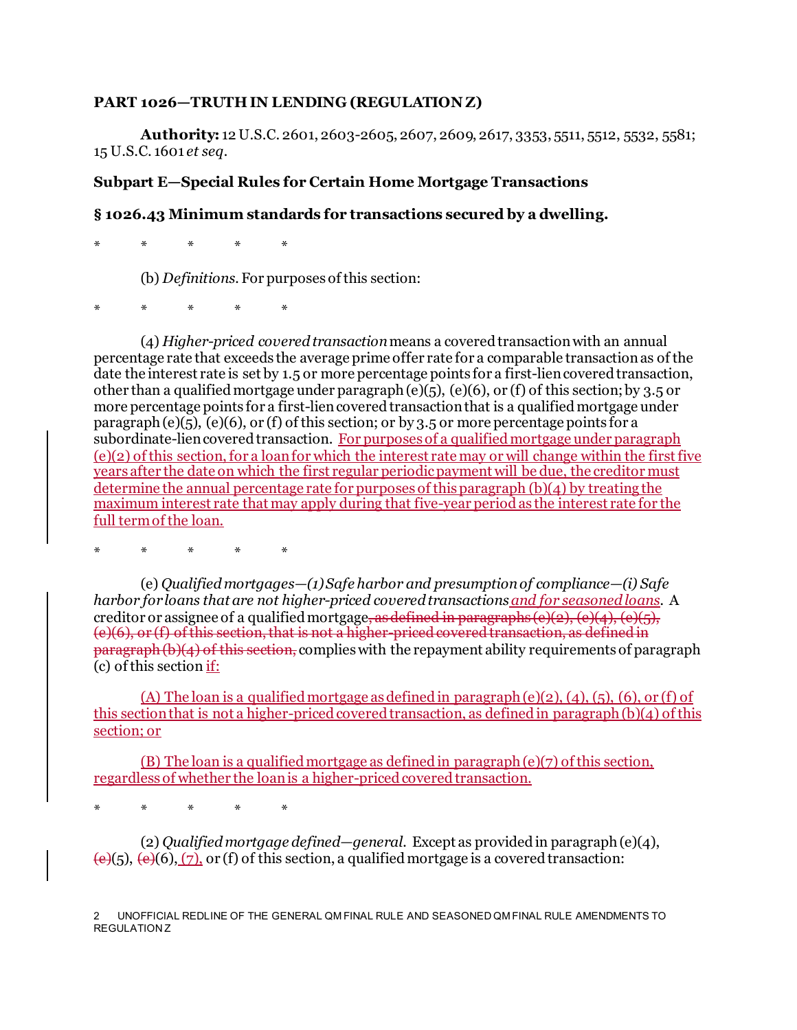**PART 1026—TRUTH IN LENDING (REGULATION Z)**

**Authority:** 12 U.S.C. 2601, 2603-2605, 2607, 2609, 2617, 3353, 5511, 5512, 5532, 5581; 15 U.S.C. 1601 *et seq*.

**Subpart E—Special Rules for Certain Home Mortgage Transactions**

**§ 1026.43 Minimum standards for transactions secured by a dwelling.**

\* \* \* \* \*

(b) *Definitions*. For purposes of this section:

\* \* \* \* \*

(4) *Higher-priced covered transaction* means a covered transaction with an annual percentage rate that exceeds the average prime offer rate for a comparable transaction as of the date the interest rate is set by 1.5 or more percentage points for a first-lien covered transaction, other than a qualified mortgage under paragraph (e)(5), (e)(6), or (f) of this section; by 3.5 or more percentage points for a first-lien covered transaction that is a qualified mortgage under paragraph (e)(5), (e)(6), or (f) of this section; or by 3.5 or more percentage points for a subordinate-lien covered transaction. <ins>For purposes of a qualified mortgage under paragraph (e)(2) of this section, for a loan for which the interest rate may or will change within the first five years after the date on which the first regular periodic payment will be due, the creditor must determine the annual percentage rate for purposes of this paragraph (b)(4) by treating the maximum interest rate that may apply during that five-year period as the interest rate for the full term of the loan.</ins>

\* \* \* \* \*

(e) *Qualified mortgages—(1) Safe harbor and presumption of compliance—(i) Safe harbor for loans that are not higher-priced covered transactions <ins>and for seasoned loans</ins>.* A creditor or assignee of a qualified mortgage~~, as defined in paragraphs (e)(2), (e)(4), (e)(5), (e)(6), or (f) of this section, that is not a higher-priced covered transaction, as defined in paragraph (b)(4) of this section,~~ complies with the repayment ability requirements of paragraph (c) of this section <ins>if:</ins>

<ins>(A) The loan is a qualified mortgage as defined in paragraph (e)(2), (4), (5), (6), or (f) of this section that is not a higher-priced covered transaction, as defined in paragraph (b)(4) of this section; or</ins>

<ins>(B) The loan is a qualified mortgage as defined in paragraph (e)(7) of this section, regardless of whether the loan is a higher-priced covered transaction.</ins>

\* \* \* \* \*

(2) *Qualified mortgage defined—general*. Except as provided in paragraph (e)(4), ~~(e)~~(5), ~~(e)~~(6), <ins>(7),</ins> or (f) of this section, a qualified mortgage is a covered transaction: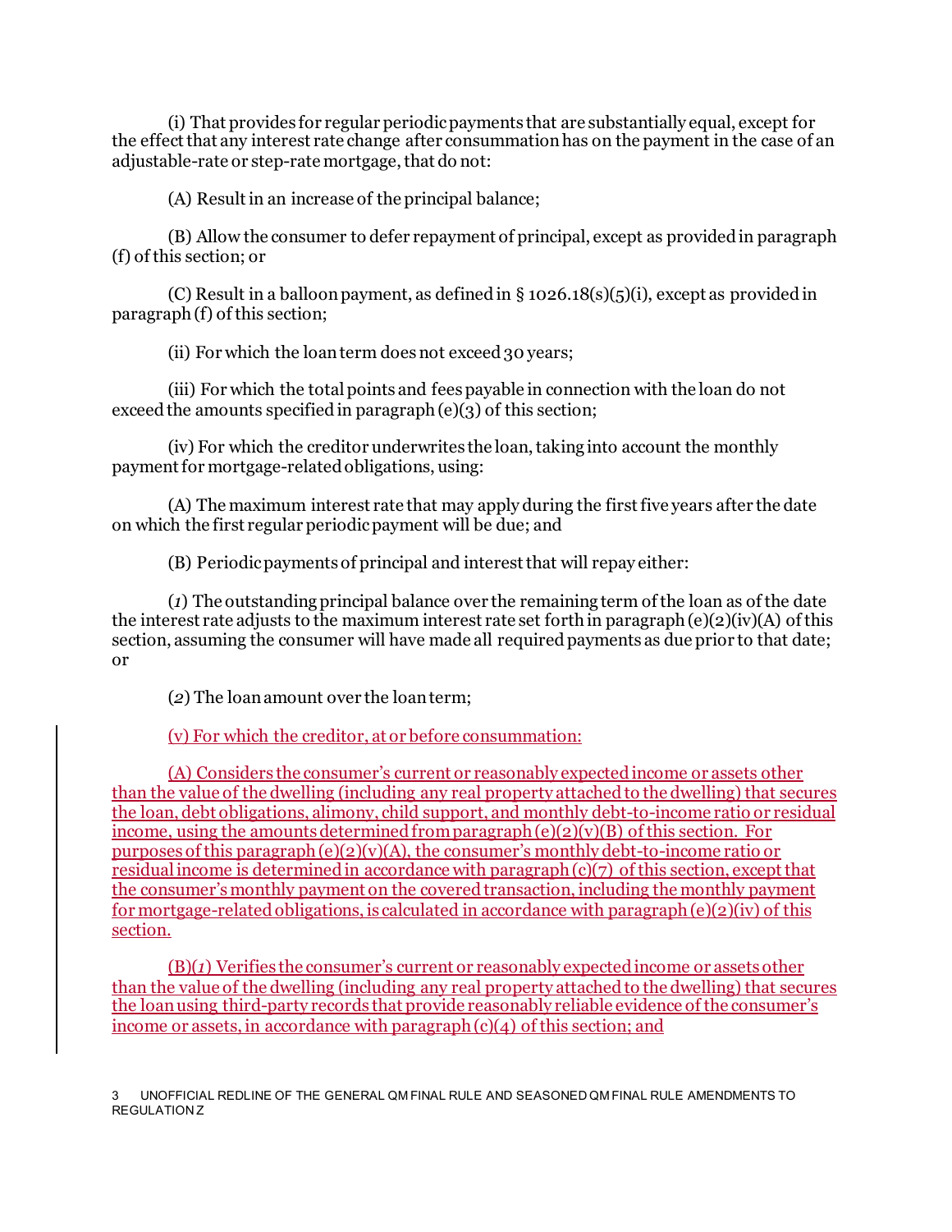(i) That provides for regular periodic payments that are substantially equal, except for the effect that any interest rate change after consummation has on the payment in the case of an adjustable-rate or step-rate mortgage, that do not:

(A) Result in an increase of the principal balance;

(B) Allow the consumer to defer repayment of principal, except as provided in paragraph (f) of this section; or

(C) Result in a balloon payment, as defined in § 1026.18(s)(5)(i), except as provided in paragraph (f) of this section;

(ii) For which the loan term does not exceed 30 years;

(iii) For which the total points and fees payable in connection with the loan do not exceed the amounts specified in paragraph (e)(3) of this section;

(iv) For which the creditor underwrites the loan, taking into account the monthly payment for mortgage-related obligations, using:

(A) The maximum interest rate that may apply during the first five years after the date on which the first regular periodic payment will be due; and

(B) Periodic payments of principal and interest that will repay either:

(*1*) The outstanding principal balance over the remaining term of the loan as of the date the interest rate adjusts to the maximum interest rate set forth in paragraph (e)(2)(iv)(A) of this section, assuming the consumer will have made all required payments as due prior to that date; or

(*2*) The loan amount over the loan term;

<u>(v) For which the creditor, at or before consummation:</u>

<u>(A) Considers the consumer's current or reasonably expected income or assets other than the value of the dwelling (including any real property attached to the dwelling) that secures the loan, debt obligations, alimony, child support, and monthly debt-to-income ratio or residual income, using the amounts determined from paragraph (e)(2)(v)(B) of this section. For purposes of this paragraph (e)(2)(v)(A), the consumer's monthly debt-to-income ratio or residual income is determined in accordance with paragraph (c)(7) of this section, except that the consumer's monthly payment on the covered transaction, including the monthly payment for mortgage-related obligations, is calculated in accordance with paragraph (e)(2)(iv) of this section.</u>

<u>(B)(*1*) Verifies the consumer's current or reasonably expected income or assets other than the value of the dwelling (including any real property attached to the dwelling) that secures the loan using third-party records that provide reasonably reliable evidence of the consumer's income or assets, in accordance with paragraph (c)(4) of this section; and</u>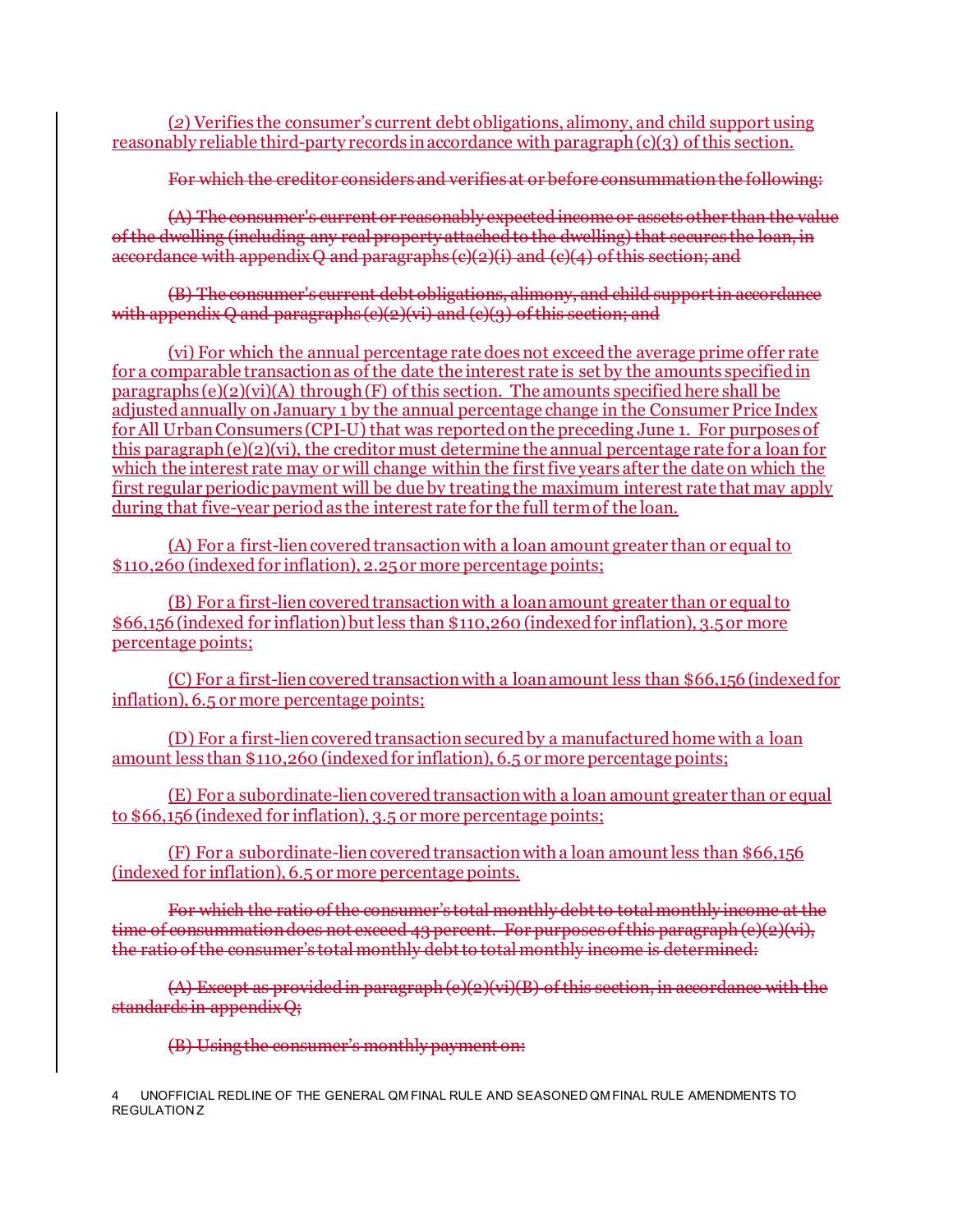<ins>(2) Verifies the consumer's current debt obligations, alimony, and child support using reasonably reliable third-party records in accordance with paragraph (c)(3) of this section.</ins>

~~For which the creditor considers and verifies at or before consummation the following:~~

~~(A) The consumer's current or reasonably expected income or assets other than the value of the dwelling (including any real property attached to the dwelling) that secures the loan, in accordance with appendix Q and paragraphs (c)(2)(i) and (c)(4) of this section; and~~

~~(B) The consumer's current debt obligations, alimony, and child support in accordance with appendix Q and paragraphs (c)(2)(vi) and (c)(3) of this section; and~~

<ins>(vi) For which the annual percentage rate does not exceed the average prime offer rate for a comparable transaction as of the date the interest rate is set by the amounts specified in paragraphs (e)(2)(vi)(A) through (F) of this section. The amounts specified here shall be adjusted annually on January 1 by the annual percentage change in the Consumer Price Index for All Urban Consumers (CPI-U) that was reported on the preceding June 1. For purposes of this paragraph (e)(2)(vi), the creditor must determine the annual percentage rate for a loan for which the interest rate may or will change within the first five years after the date on which the first regular periodic payment will be due by treating the maximum interest rate that may apply during that five-year period as the interest rate for the full term of the loan.</ins>

<ins>(A) For a first-lien covered transaction with a loan amount greater than or equal to $110,260 (indexed for inflation), 2.25 or more percentage points;</ins>

<ins>(B) For a first-lien covered transaction with a loan amount greater than or equal to $66,156 (indexed for inflation) but less than $110,260 (indexed for inflation), 3.5 or more percentage points;</ins>

<ins>(C) For a first-lien covered transaction with a loan amount less than $66,156 (indexed for inflation), 6.5 or more percentage points;</ins>

<ins>(D) For a first-lien covered transaction secured by a manufactured home with a loan amount less than $110,260 (indexed for inflation), 6.5 or more percentage points;</ins>

<ins>(E) For a subordinate-lien covered transaction with a loan amount greater than or equal to $66,156 (indexed for inflation), 3.5 or more percentage points;</ins>

<ins>(F) For a subordinate-lien covered transaction with a loan amount less than $66,156 (indexed for inflation), 6.5 or more percentage points.</ins>

~~For which the ratio of the consumer's total monthly debt to total monthly income at the time of consummation does not exceed 43 percent. For purposes of this paragraph (e)(2)(vi), the ratio of the consumer's total monthly debt to total monthly income is determined:~~

~~(A) Except as provided in paragraph (e)(2)(vi)(B) of this section, in accordance with the standards in appendix Q;~~

~~(B) Using the consumer's monthly payment on:~~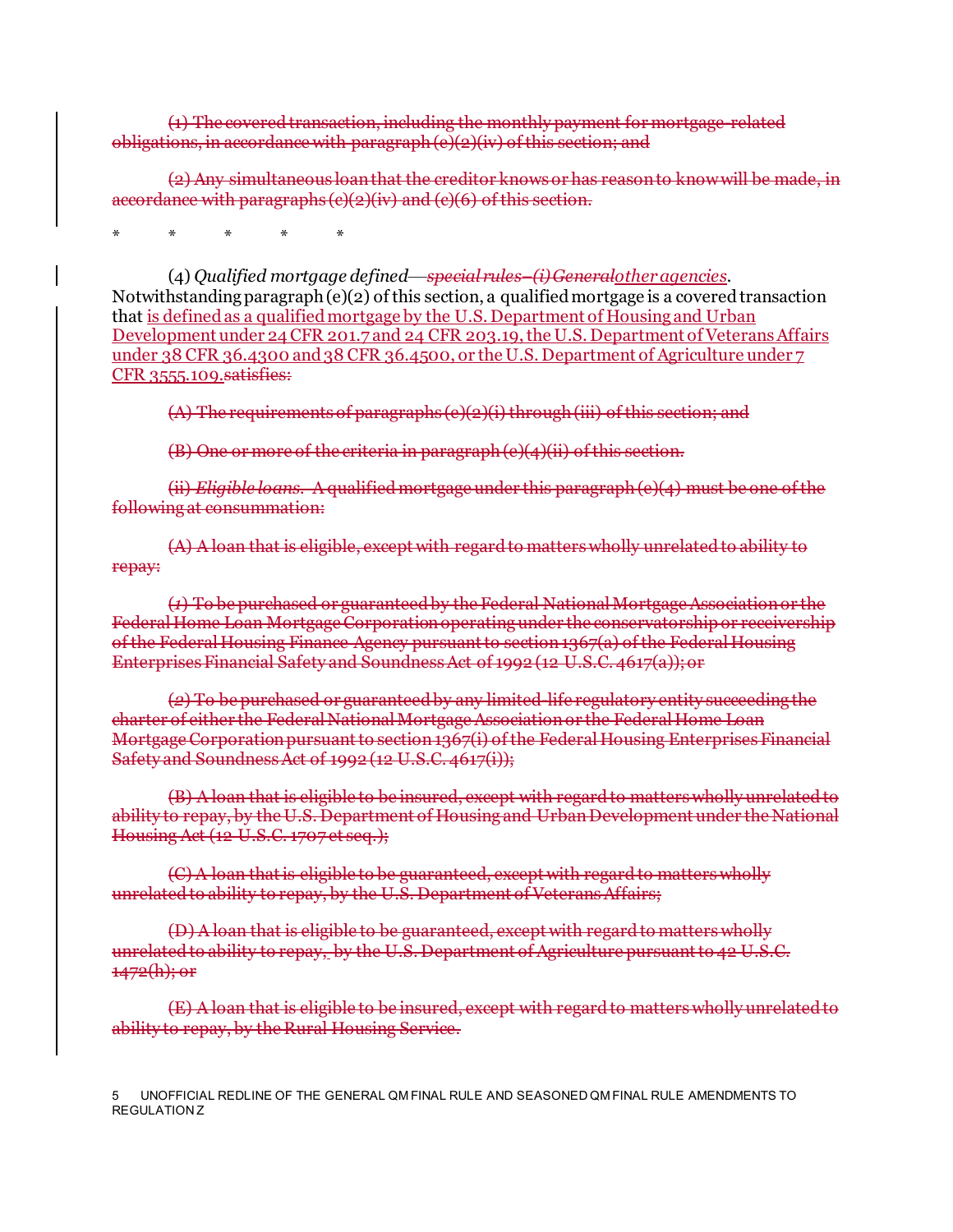~~(1) The covered transaction, including the monthly payment for mortgage-related obligations, in accordance with paragraph (e)(2)(iv) of this section; and~~

~~(2) Any simultaneous loan that the creditor knows or has reason to know will be made, in accordance with paragraphs (e)(2)(iv) and (e)(6) of this section.~~

\* \* \* \* \*

(4) *Qualified mortgage defined*—~~*special rules—(i) General*~~<u>*other agencies*</u>. Notwithstanding paragraph (e)(2) of this section, a qualified mortgage is a covered transaction that <u>is defined as a qualified mortgage by the U.S. Department of Housing and Urban Development under 24 CFR 201.7 and 24 CFR 203.19, the U.S. Department of Veterans Affairs under 38 CFR 36.4300 and 38 CFR 36.4500, or the U.S. Department of Agriculture under 7 CFR 3555.109.</u>~~satisfies:~~

~~(A) The requirements of paragraphs (e)(2)(i) through (iii) of this section; and~~

~~(B) One or more of the criteria in paragraph (e)(4)(ii) of this section.~~

~~(ii) *Eligible loans*. A qualified mortgage under this paragraph (e)(4) must be one of the following at consummation:~~

~~(A) A loan that is eligible, except with regard to matters wholly unrelated to ability to repay:~~

~~(*1*) To be purchased or guaranteed by the Federal National Mortgage Association or the Federal Home Loan Mortgage Corporation operating under the conservatorship or receivership of the Federal Housing Finance Agency pursuant to section 1367(a) of the Federal Housing Enterprises Financial Safety and Soundness Act of 1992 (12 U.S.C. 4617(a)); or~~

~~(*2*) To be purchased or guaranteed by any limited-life regulatory entity succeeding the charter of either the Federal National Mortgage Association or the Federal Home Loan Mortgage Corporation pursuant to section 1367(i) of the Federal Housing Enterprises Financial Safety and Soundness Act of 1992 (12 U.S.C. 4617(i));~~

~~(B) A loan that is eligible to be insured, except with regard to matters wholly unrelated to ability to repay, by the U.S. Department of Housing and Urban Development under the National Housing Act (12 U.S.C. 1707 et seq.);~~

~~(C) A loan that is eligible to be guaranteed, except with regard to matters wholly unrelated to ability to repay, by the U.S. Department of Veterans Affairs;~~

~~(D) A loan that is eligible to be guaranteed, except with regard to matters wholly unrelated to ability to repay, by the U.S. Department of Agriculture pursuant to 42 U.S.C. 1472(h); or~~

~~(E) A loan that is eligible to be insured, except with regard to matters wholly unrelated to ability to repay, by the Rural Housing Service.~~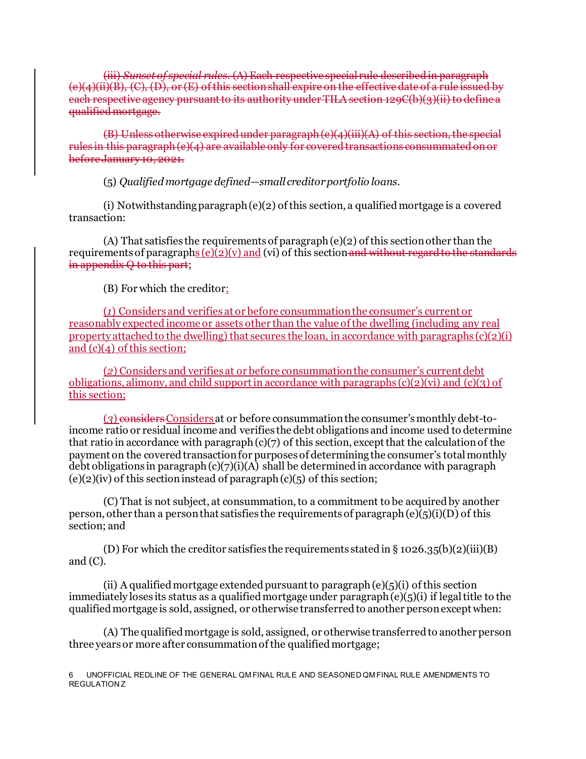~~(iii) *Sunset of special rules*. (A) Each respective special rule described in paragraph (e)(4)(ii)(B), (C), (D), or (E) of this section shall expire on the effective date of a rule issued by each respective agency pursuant to its authority under TILA section 129C(b)(3)(ii) to define a qualified mortgage.~~

~~(B) Unless otherwise expired under paragraph (e)(4)(iii)(A) of this section, the special rules in this paragraph (e)(4) are available only for covered transactions consummated on or before January 10, 2021.~~

(5) *Qualified mortgage defined—small creditor portfolio loans*.

(i) Notwithstanding paragraph (e)(2) of this section, a qualified mortgage is a covered transaction:

(A) That satisfies the requirements of paragraph (e)(2) of this section other than the requirements of paragraph<u>s (e)(2)(v) and</u> (vi) of this section~~and without regard to the standards in appendix Q to this part~~;

(B) For which the creditor<u>:</u>

<u>(*1*) Considers and verifies at or before consummation the consumer's current or reasonably expected income or assets other than the value of the dwelling (including any real property attached to the dwelling) that secures the loan, in accordance with paragraphs (c)(2)(i) and (c)(4) of this section;</u>

<u>(*2*) Considers and verifies at or before consummation the consumer's current debt obligations, alimony, and child support in accordance with paragraphs (c)(2)(vi) and (c)(3) of this section;</u>

<u>(*3*)</u> ~~considers~~ <u>Considers</u> at or before consummation the consumer's monthly debt-to-income ratio or residual income and verifies the debt obligations and income used to determine that ratio in accordance with paragraph (c)(7) of this section, except that the calculation of the payment on the covered transaction for purposes of determining the consumer's total monthly debt obligations in paragraph (c)(7)(i)(A) shall be determined in accordance with paragraph (e)(2)(iv) of this section instead of paragraph (c)(5) of this section;

(C) That is not subject, at consummation, to a commitment to be acquired by another person, other than a person that satisfies the requirements of paragraph (e)(5)(i)(D) of this section; and

(D) For which the creditor satisfies the requirements stated in § 1026.35(b)(2)(iii)(B) and (C).

(ii) A qualified mortgage extended pursuant to paragraph (e)(5)(i) of this section immediately loses its status as a qualified mortgage under paragraph (e)(5)(i) if legal title to the qualified mortgage is sold, assigned, or otherwise transferred to another person except when:

(A) The qualified mortgage is sold, assigned, or otherwise transferred to another person three years or more after consummation of the qualified mortgage;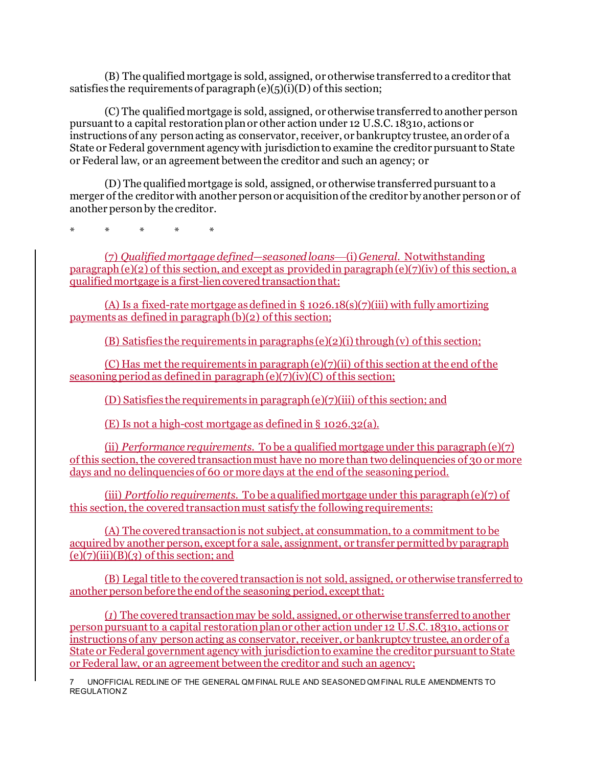(B) The qualified mortgage is sold, assigned, or otherwise transferred to a creditor that satisfies the requirements of paragraph (e)(5)(i)(D) of this section;

(C) The qualified mortgage is sold, assigned, or otherwise transferred to another person pursuant to a capital restoration plan or other action under 12 U.S.C. 1831o, actions or instructions of any person acting as conservator, receiver, or bankruptcy trustee, an order of a State or Federal government agency with jurisdiction to examine the creditor pursuant to State or Federal law, or an agreement between the creditor and such an agency; or

(D) The qualified mortgage is sold, assigned, or otherwise transferred pursuant to a merger of the creditor with another person or acquisition of the creditor by another person or of another person by the creditor.

\* \* \* \* \*

(7) *Qualified mortgage defined—seasoned loans*—(i) *General*. Notwithstanding paragraph (e)(2) of this section, and except as provided in paragraph (e)(7)(iv) of this section, a qualified mortgage is a first-lien covered transaction that:

(A) Is a fixed-rate mortgage as defined in § 1026.18(s)(7)(iii) with fully amortizing payments as defined in paragraph (b)(2) of this section;

(B) Satisfies the requirements in paragraphs (e)(2)(i) through (v) of this section;

(C) Has met the requirements in paragraph (e)(7)(ii) of this section at the end of the seasoning period as defined in paragraph (e)(7)(iv)(C) of this section;

(D) Satisfies the requirements in paragraph (e)(7)(iii) of this section; and

(E) Is not a high-cost mortgage as defined in § 1026.32(a).

(ii) *Performance requirements*. To be a qualified mortgage under this paragraph (e)(7) of this section, the covered transaction must have no more than two delinquencies of 30 or more days and no delinquencies of 60 or more days at the end of the seasoning period.

(iii) *Portfolio requirements*. To be a qualified mortgage under this paragraph (e)(7) of this section, the covered transaction must satisfy the following requirements:

(A) The covered transaction is not subject, at consummation, to a commitment to be acquired by another person, except for a sale, assignment, or transfer permitted by paragraph (e)(7)(iii)(B)(*3*) of this section; and

(B) Legal title to the covered transaction is not sold, assigned, or otherwise transferred to another person before the end of the seasoning period, except that:

(*1*) The covered transaction may be sold, assigned, or otherwise transferred to another person pursuant to a capital restoration plan or other action under 12 U.S.C. 1831o, actions or instructions of any person acting as conservator, receiver, or bankruptcy trustee, an order of a State or Federal government agency with jurisdiction to examine the creditor pursuant to State or Federal law, or an agreement between the creditor and such an agency;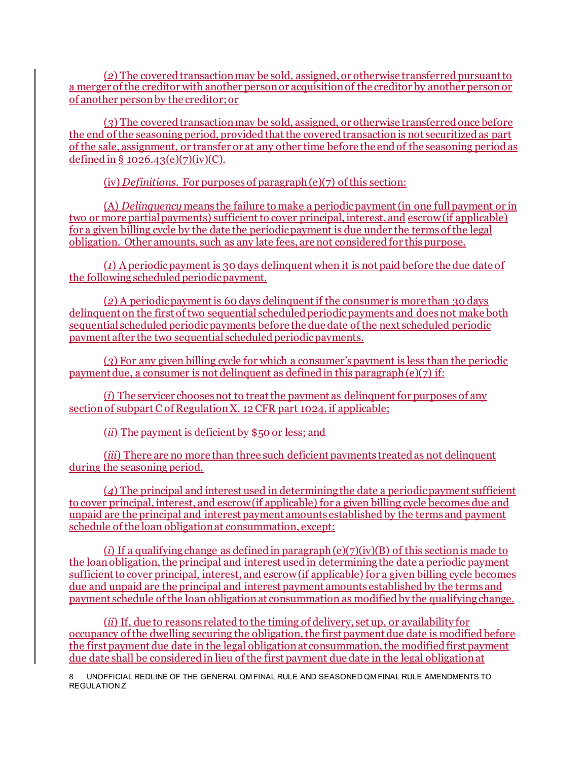(*2*) The covered transaction may be sold, assigned, or otherwise transferred pursuant to a merger of the creditor with another person or acquisition of the creditor by another person or of another person by the creditor; or

(*3*) The covered transaction may be sold, assigned, or otherwise transferred once before the end of the seasoning period, provided that the covered transaction is not securitized as part of the sale, assignment, or transfer or at any other time before the end of the seasoning period as defined in § 1026.43(e)(7)(iv)(C).

(iv) *Definitions.* For purposes of paragraph (e)(7) of this section:

(A) *Delinquency* means the failure to make a periodic payment (in one full payment or in two or more partial payments) sufficient to cover principal, interest, and escrow (if applicable) for a given billing cycle by the date the periodic payment is due under the terms of the legal obligation. Other amounts, such as any late fees, are not considered for this purpose.

(*1*) A periodic payment is 30 days delinquent when it is not paid before the due date of the following scheduled periodic payment.

(*2*) A periodic payment is 60 days delinquent if the consumer is more than 30 days delinquent on the first of two sequential scheduled periodic payments and does not make both sequential scheduled periodic payments before the due date of the next scheduled periodic payment after the two sequential scheduled periodic payments.

(*3*) For any given billing cycle for which a consumer's payment is less than the periodic payment due, a consumer is not delinquent as defined in this paragraph (e)(7) if:

(*i*) The servicer chooses not to treat the payment as delinquent for purposes of any section of subpart C of Regulation X, 12 CFR part 1024, if applicable;

(*ii*) The payment is deficient by $50 or less; and

(*iii*) There are no more than three such deficient payments treated as not delinquent during the seasoning period.

(*4*) The principal and interest used in determining the date a periodic payment sufficient to cover principal, interest, and escrow (if applicable) for a given billing cycle becomes due and unpaid are the principal and interest payment amounts established by the terms and payment schedule of the loan obligation at consummation, except:

(*i*) If a qualifying change as defined in paragraph (e)(7)(iv)(B) of this section is made to the loan obligation, the principal and interest used in determining the date a periodic payment sufficient to cover principal, interest, and escrow (if applicable) for a given billing cycle becomes due and unpaid are the principal and interest payment amounts established by the terms and payment schedule of the loan obligation at consummation as modified by the qualifying change.

(*ii*) If, due to reasons related to the timing of delivery, set up, or availability for occupancy of the dwelling securing the obligation, the first payment due date is modified before the first payment due date in the legal obligation at consummation, the modified first payment due date shall be considered in lieu of the first payment due date in the legal obligation at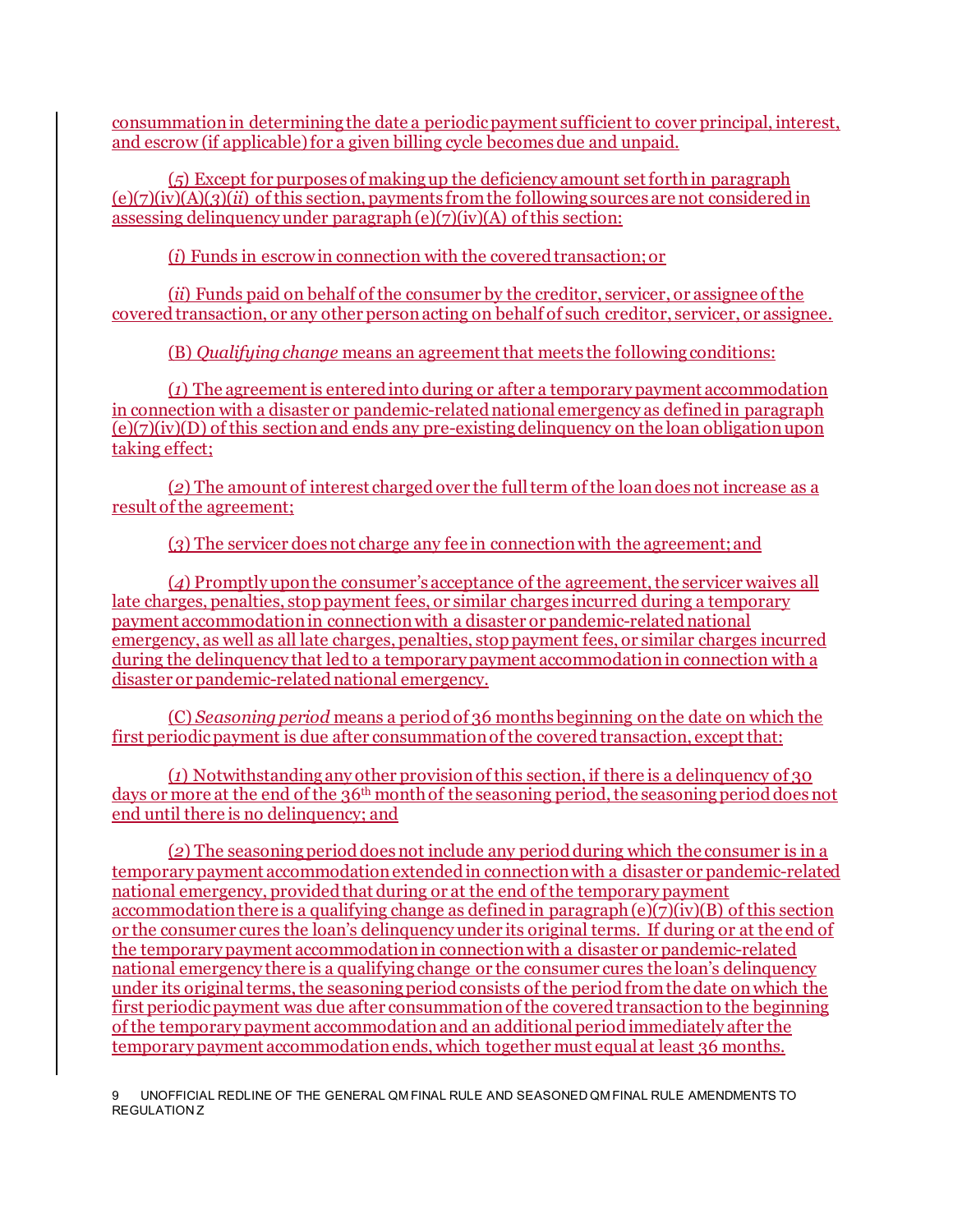consummation in determining the date a periodic payment sufficient to cover principal, interest, and escrow (if applicable) for a given billing cycle becomes due and unpaid.

(*5*) Except for purposes of making up the deficiency amount set forth in paragraph (e)(7)(iv)(A)(*3*)(*ii*) of this section, payments from the following sources are not considered in assessing delinquency under paragraph (e)(7)(iv)(A) of this section:

(*i*) Funds in escrow in connection with the covered transaction; or

(*ii*) Funds paid on behalf of the consumer by the creditor, servicer, or assignee of the covered transaction, or any other person acting on behalf of such creditor, servicer, or assignee.

(B) *Qualifying change* means an agreement that meets the following conditions:

(*1*) The agreement is entered into during or after a temporary payment accommodation in connection with a disaster or pandemic-related national emergency as defined in paragraph (e)(7)(iv)(D) of this section and ends any pre-existing delinquency on the loan obligation upon taking effect;

(*2*) The amount of interest charged over the full term of the loan does not increase as a result of the agreement;

(*3*) The servicer does not charge any fee in connection with the agreement; and

(*4*) Promptly upon the consumer's acceptance of the agreement, the servicer waives all late charges, penalties, stop payment fees, or similar charges incurred during a temporary payment accommodation in connection with a disaster or pandemic-related national emergency, as well as all late charges, penalties, stop payment fees, or similar charges incurred during the delinquency that led to a temporary payment accommodation in connection with a disaster or pandemic-related national emergency.

(C) *Seasoning period* means a period of 36 months beginning on the date on which the first periodic payment is due after consummation of the covered transaction, except that:

(*1*) Notwithstanding any other provision of this section, if there is a delinquency of 30 days or more at the end of the 36th month of the seasoning period, the seasoning period does not end until there is no delinquency; and

(*2*) The seasoning period does not include any period during which the consumer is in a temporary payment accommodation extended in connection with a disaster or pandemic-related national emergency, provided that during or at the end of the temporary payment accommodation there is a qualifying change as defined in paragraph (e)(7)(iv)(B) of this section or the consumer cures the loan's delinquency under its original terms. If during or at the end of the temporary payment accommodation in connection with a disaster or pandemic-related national emergency there is a qualifying change or the consumer cures the loan's delinquency under its original terms, the seasoning period consists of the period from the date on which the first periodic payment was due after consummation of the covered transaction to the beginning of the temporary payment accommodation and an additional period immediately after the temporary payment accommodation ends, which together must equal at least 36 months.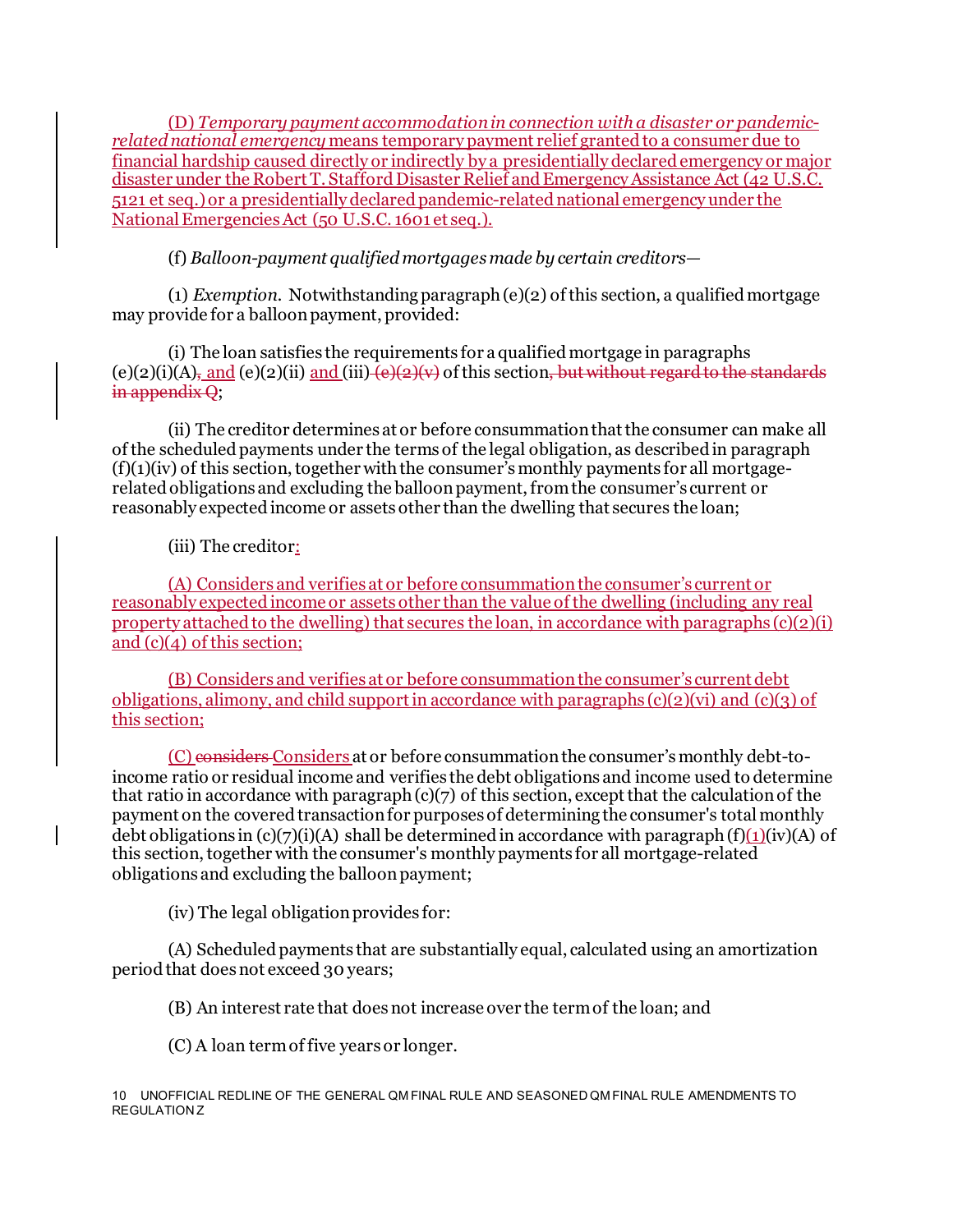(D) *Temporary payment accommodation in connection with a disaster or pandemic-related national emergency* means temporary payment relief granted to a consumer due to financial hardship caused directly or indirectly by a presidentially declared emergency or major disaster under the Robert T. Stafford Disaster Relief and Emergency Assistance Act (42 U.S.C. 5121 et seq.) or a presidentially declared pandemic-related national emergency under the National Emergencies Act (50 U.S.C. 1601 et seq.).

(f) *Balloon-payment qualified mortgages made by certain creditors*—

(1) *Exemption*. Notwithstanding paragraph (e)(2) of this section, a qualified mortgage may provide for a balloon payment, provided:

(i) The loan satisfies the requirements for a qualified mortgage in paragraphs (e)(2)(i)(A)~~,~~ and (e)(2)(ii) and (iii) ~~(e)(2)(v)~~ of this section~~, but without regard to the standards in appendix Q~~;

(ii) The creditor determines at or before consummation that the consumer can make all of the scheduled payments under the terms of the legal obligation, as described in paragraph (f)(1)(iv) of this section, together with the consumer's monthly payments for all mortgage-related obligations and excluding the balloon payment, from the consumer's current or reasonably expected income or assets other than the dwelling that secures the loan;

(iii) The creditor:

(A) Considers and verifies at or before consummation the consumer's current or reasonably expected income or assets other than the value of the dwelling (including any real property attached to the dwelling) that secures the loan, in accordance with paragraphs (c)(2)(i) and (c)(4) of this section;

(B) Considers and verifies at or before consummation the consumer's current debt obligations, alimony, and child support in accordance with paragraphs (c)(2)(vi) and (c)(3) of this section;

(C) ~~considers~~ Considers at or before consummation the consumer's monthly debt-to-income ratio or residual income and verifies the debt obligations and income used to determine that ratio in accordance with paragraph (c)(7) of this section, except that the calculation of the payment on the covered transaction for purposes of determining the consumer's total monthly debt obligations in (c)(7)(i)(A) shall be determined in accordance with paragraph (f)(1)(iv)(A) of this section, together with the consumer's monthly payments for all mortgage-related obligations and excluding the balloon payment;

(iv) The legal obligation provides for:

(A) Scheduled payments that are substantially equal, calculated using an amortization period that does not exceed 30 years;

(B) An interest rate that does not increase over the term of the loan; and

(C) A loan term of five years or longer.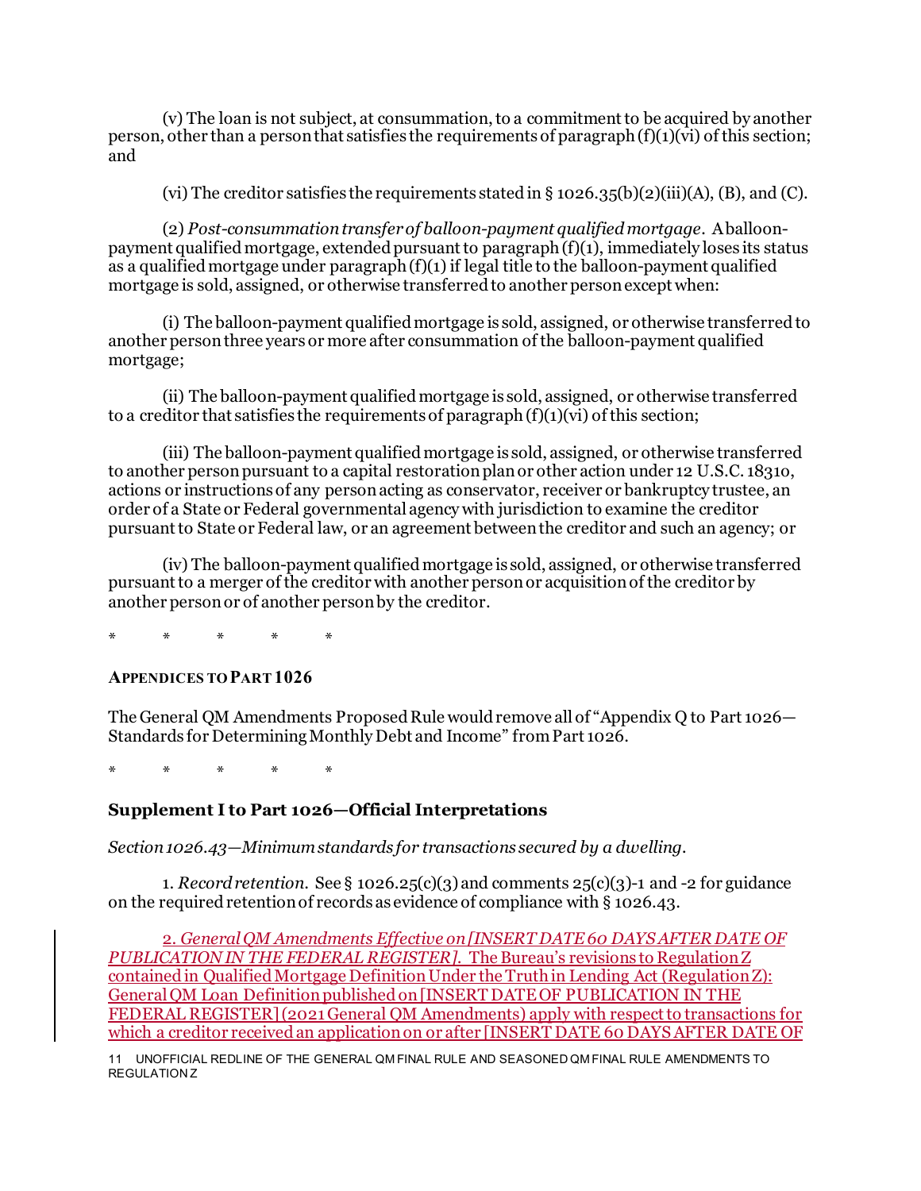(v) The loan is not subject, at consummation, to a commitment to be acquired by another person, other than a person that satisfies the requirements of paragraph (f)(1)(vi) of this section; and

(vi) The creditor satisfies the requirements stated in § 1026.35(b)(2)(iii)(A), (B), and (C).

(2) *Post-consummation transfer of balloon-payment qualified mortgage*. A balloon-payment qualified mortgage, extended pursuant to paragraph (f)(1), immediately loses its status as a qualified mortgage under paragraph (f)(1) if legal title to the balloon-payment qualified mortgage is sold, assigned, or otherwise transferred to another person except when:

(i) The balloon-payment qualified mortgage is sold, assigned, or otherwise transferred to another person three years or more after consummation of the balloon-payment qualified mortgage;

(ii) The balloon-payment qualified mortgage is sold, assigned, or otherwise transferred to a creditor that satisfies the requirements of paragraph (f)(1)(vi) of this section;

(iii) The balloon-payment qualified mortgage is sold, assigned, or otherwise transferred to another person pursuant to a capital restoration plan or other action under 12 U.S.C. 1831o, actions or instructions of any person acting as conservator, receiver or bankruptcy trustee, an order of a State or Federal governmental agency with jurisdiction to examine the creditor pursuant to State or Federal law, or an agreement between the creditor and such an agency; or

(iv) The balloon-payment qualified mortgage is sold, assigned, or otherwise transferred pursuant to a merger of the creditor with another person or acquisition of the creditor by another person or of another person by the creditor.

\* \* \* \* \*

**APPENDICES TO PART 1026**

The General QM Amendments Proposed Rule would remove all of "Appendix Q to Part 1026—Standards for Determining Monthly Debt and Income" from Part 1026.

\* \* \* \* \*

## Supplement I to Part 1026—Official Interpretations

*Section 1026.43—Minimum standards for transactions secured by a dwelling.*

1. *Record retention.* See § 1026.25(c)(3) and comments 25(c)(3)-1 and -2 for guidance on the required retention of records as evidence of compliance with § 1026.43.

2. *General QM Amendments Effective on [INSERT DATE 60 DAYS AFTER DATE OF PUBLICATION IN THE FEDERAL REGISTER].* The Bureau's revisions to Regulation Z contained in Qualified Mortgage Definition Under the Truth in Lending Act (Regulation Z): General QM Loan Definition published on [INSERT DATE OF PUBLICATION IN THE FEDERAL REGISTER] (2021 General QM Amendments) apply with respect to transactions for which a creditor received an application on or after [INSERT DATE 60 DAYS AFTER DATE OF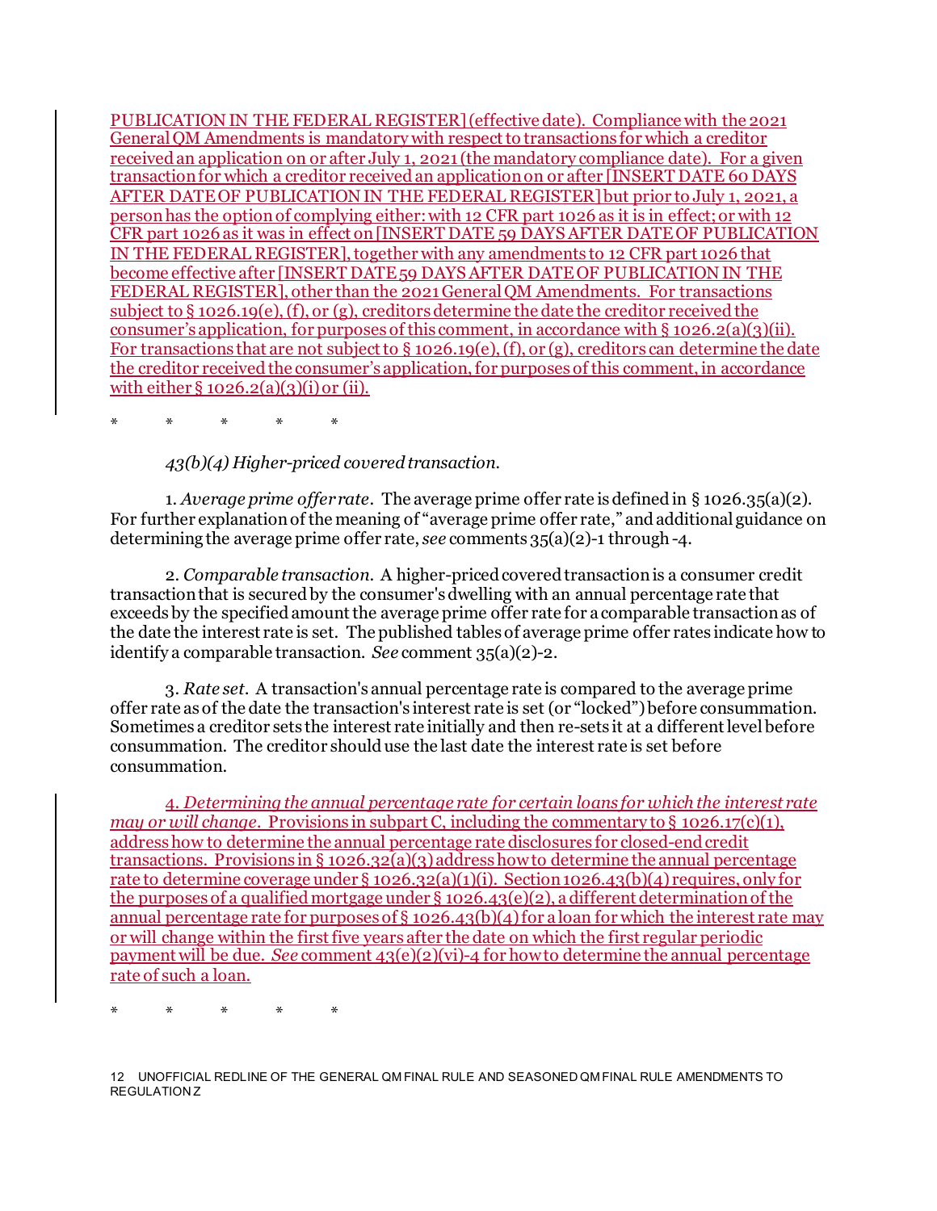PUBLICATION IN THE FEDERAL REGISTER] (effective date). Compliance with the 2021 General QM Amendments is mandatory with respect to transactions for which a creditor received an application on or after July 1, 2021 (the mandatory compliance date). For a given transaction for which a creditor received an application on or after [INSERT DATE 60 DAYS AFTER DATE OF PUBLICATION IN THE FEDERAL REGISTER] but prior to July 1, 2021, a person has the option of complying either: with 12 CFR part 1026 as it is in effect; or with 12 CFR part 1026 as it was in effect on [INSERT DATE 59 DAYS AFTER DATE OF PUBLICATION IN THE FEDERAL REGISTER], together with any amendments to 12 CFR part 1026 that become effective after [INSERT DATE 59 DAYS AFTER DATE OF PUBLICATION IN THE FEDERAL REGISTER], other than the 2021 General QM Amendments. For transactions subject to § 1026.19(e), (f), or (g), creditors determine the date the creditor received the consumer's application, for purposes of this comment, in accordance with § 1026.2(a)(3)(ii). For transactions that are not subject to § 1026.19(e), (f), or (g), creditors can determine the date the creditor received the consumer's application, for purposes of this comment, in accordance with either § 1026.2(a)(3)(i) or (ii).

\* \* \* \* \*

*43(b)(4) Higher-priced covered transaction.*

1. *Average prime offer rate*. The average prime offer rate is defined in § 1026.35(a)(2). For further explanation of the meaning of "average prime offer rate," and additional guidance on determining the average prime offer rate, *see* comments 35(a)(2)-1 through -4.

2. *Comparable transaction.* A higher-priced covered transaction is a consumer credit transaction that is secured by the consumer's dwelling with an annual percentage rate that exceeds by the specified amount the average prime offer rate for a comparable transaction as of the date the interest rate is set. The published tables of average prime offer rates indicate how to identify a comparable transaction. *See* comment 35(a)(2)-2.

3. *Rate set.* A transaction's annual percentage rate is compared to the average prime offer rate as of the date the transaction's interest rate is set (or "locked") before consummation. Sometimes a creditor sets the interest rate initially and then re-sets it at a different level before consummation. The creditor should use the last date the interest rate is set before consummation.

4. *Determining the annual percentage rate for certain loans for which the interest rate may or will change*. Provisions in subpart C, including the commentary to § 1026.17(c)(1), address how to determine the annual percentage rate disclosures for closed-end credit transactions. Provisions in § 1026.32(a)(3) address how to determine the annual percentage rate to determine coverage under § 1026.32(a)(1)(i). Section 1026.43(b)(4) requires, only for the purposes of a qualified mortgage under § 1026.43(e)(2), a different determination of the annual percentage rate for purposes of § 1026.43(b)(4) for a loan for which the interest rate may or will change within the first five years after the date on which the first regular periodic payment will be due. *See* comment 43(e)(2)(vi)-4 for how to determine the annual percentage rate of such a loan.

\* \* \* \* \*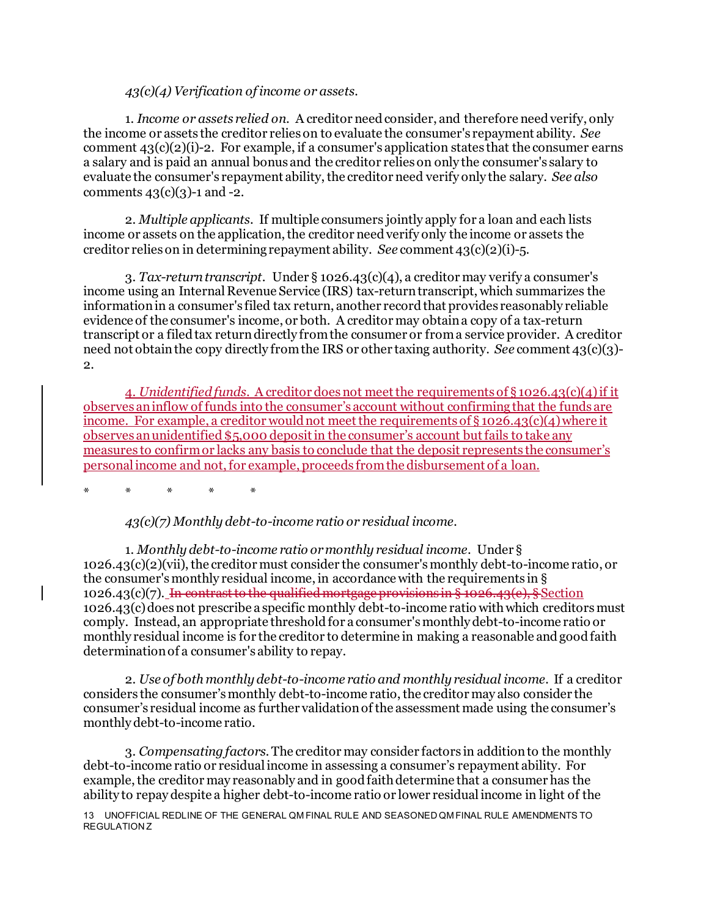*43(c)(4) Verification of income or assets.*

1. *Income or assets relied on.* A creditor need consider, and therefore need verify, only the income or assets the creditor relies on to evaluate the consumer's repayment ability. *See* comment 43(c)(2)(i)-2. For example, if a consumer's application states that the consumer earns a salary and is paid an annual bonus and the creditor relies on only the consumer's salary to evaluate the consumer's repayment ability, the creditor need verify only the salary. *See also* comments 43(c)(3)-1 and -2.

2. *Multiple applicants.* If multiple consumers jointly apply for a loan and each lists income or assets on the application, the creditor need verify only the income or assets the creditor relies on in determining repayment ability. *See* comment 43(c)(2)(i)-5.

3. *Tax-return transcript.* Under § 1026.43(c)(4), a creditor may verify a consumer's income using an Internal Revenue Service (IRS) tax-return transcript, which summarizes the information in a consumer's filed tax return, another record that provides reasonably reliable evidence of the consumer's income, or both. A creditor may obtain a copy of a tax-return transcript or a filed tax return directly from the consumer or from a service provider. A creditor need not obtain the copy directly from the IRS or other taxing authority. *See* comment 43(c)(3)-2.

4. *Unidentified funds.* A creditor does not meet the requirements of § 1026.43(c)(4) if it observes an inflow of funds into the consumer's account without confirming that the funds are income. For example, a creditor would not meet the requirements of § 1026.43(c)(4) where it observes an unidentified $5,000 deposit in the consumer's account but fails to take any measures to confirm or lacks any basis to conclude that the deposit represents the consumer's personal income and not, for example, proceeds from the disbursement of a loan.

\* \* \* \* \*

*43(c)(7) Monthly debt-to-income ratio or residual income.*

1. *Monthly debt-to-income ratio or monthly residual income.* Under § 1026.43(c)(2)(vii), the creditor must consider the consumer's monthly debt-to-income ratio, or the consumer's monthly residual income, in accordance with the requirements in § 1026.43(c)(7). ~~In contrast to the qualified mortgage provisions in § 1026.43(e), §~~ Section 1026.43(c) does not prescribe a specific monthly debt-to-income ratio with which creditors must comply. Instead, an appropriate threshold for a consumer's monthly debt-to-income ratio or monthly residual income is for the creditor to determine in making a reasonable and good faith determination of a consumer's ability to repay.

2. *Use of both monthly debt-to-income ratio and monthly residual income.* If a creditor considers the consumer's monthly debt-to-income ratio, the creditor may also consider the consumer's residual income as further validation of the assessment made using the consumer's monthly debt-to-income ratio.

3. *Compensating factors.* The creditor may consider factors in addition to the monthly debt-to-income ratio or residual income in assessing a consumer's repayment ability. For example, the creditor may reasonably and in good faith determine that a consumer has the ability to repay despite a higher debt-to-income ratio or lower residual income in light of the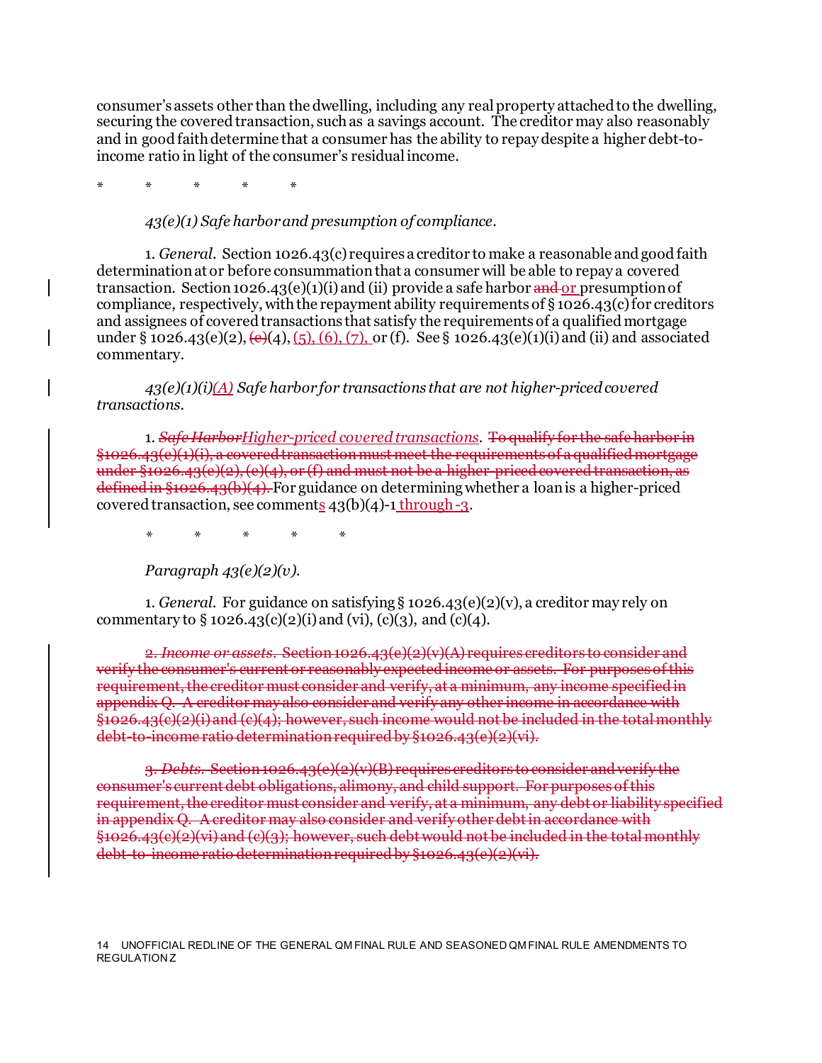consumer's assets other than the dwelling, including any real property attached to the dwelling, securing the covered transaction, such as a savings account. The creditor may also reasonably and in good faith determine that a consumer has the ability to repay despite a higher debt-to-income ratio in light of the consumer's residual income.

\* \* \* \* \*

*43(e)(1) Safe harbor and presumption of compliance.*

1. *General.* Section 1026.43(c) requires a creditor to make a reasonable and good faith determination at or before consummation that a consumer will be able to repay a covered transaction. Section 1026.43(e)(1)(i) and (ii) provide a safe harbor ~~and~~ or presumption of compliance, respectively, with the repayment ability requirements of § 1026.43(c) for creditors and assignees of covered transactions that satisfy the requirements of a qualified mortgage under § 1026.43(e)(2), ~~(e)~~(4), (5), (6), (7), or (f). See § 1026.43(e)(1)(i) and (ii) and associated commentary.

*43(e)(1)(i)(A) Safe harbor for transactions that are not higher-priced covered transactions.*

1. ~~*Safe Harbor*~~*Higher-priced covered transactions*. ~~To qualify for the safe harbor in §1026.43(e)(1)(i), a covered transaction must meet the requirements of a qualified mortgage under §1026.43(e)(2), (e)(4), or (f) and must not be a higher-priced covered transaction, as defined in §1026.43(b)(4).~~ For guidance on determining whether a loan is a higher-priced covered transaction, see comments 43(b)(4)-1 through -3.

\* \* \* \* \*

*Paragraph 43(e)(2)(v).*

1. *General.* For guidance on satisfying § 1026.43(e)(2)(v), a creditor may rely on commentary to § 1026.43(c)(2)(i) and (vi), (c)(3), and (c)(4).

~~2. *Income or assets.* Section 1026.43(e)(2)(v)(A) requires creditors to consider and verify the consumer's current or reasonably expected income or assets. For purposes of this requirement, the creditor must consider and verify, at a minimum, any income specified in appendix Q. A creditor may also consider and verify any other income in accordance with §1026.43(c)(2)(i) and (c)(4); however, such income would not be included in the total monthly debt-to-income ratio determination required by §1026.43(e)(2)(vi).~~

~~3. *Debts.* Section 1026.43(e)(2)(v)(B) requires creditors to consider and verify the consumer's current debt obligations, alimony, and child support. For purposes of this requirement, the creditor must consider and verify, at a minimum, any debt or liability specified in appendix Q. A creditor may also consider and verify other debt in accordance with §1026.43(c)(2)(vi) and (c)(3); however, such debt would not be included in the total monthly debt-to-income ratio determination required by §1026.43(e)(2)(vi).~~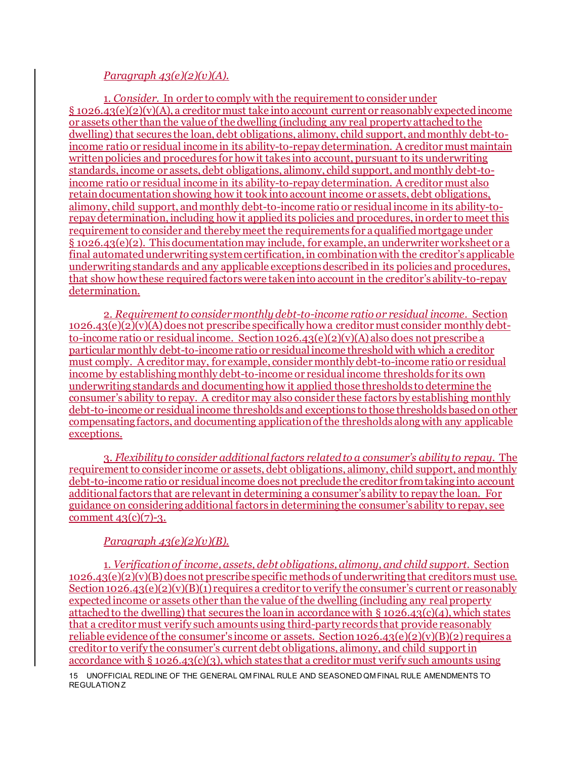*Paragraph 43(e)(2)(v)(A).*

1. *Consider.* In order to comply with the requirement to consider under § 1026.43(e)(2)(v)(A), a creditor must take into account current or reasonably expected income or assets other than the value of the dwelling (including any real property attached to the dwelling) that secures the loan, debt obligations, alimony, child support, and monthly debt-to-income ratio or residual income in its ability-to-repay determination. A creditor must maintain written policies and procedures for how it takes into account, pursuant to its underwriting standards, income or assets, debt obligations, alimony, child support, and monthly debt-to-income ratio or residual income in its ability-to-repay determination. A creditor must also retain documentation showing how it took into account income or assets, debt obligations, alimony, child support, and monthly debt-to-income ratio or residual income in its ability-to-repay determination, including how it applied its policies and procedures, in order to meet this requirement to consider and thereby meet the requirements for a qualified mortgage under § 1026.43(e)(2). This documentation may include, for example, an underwriter worksheet or a final automated underwriting system certification, in combination with the creditor's applicable underwriting standards and any applicable exceptions described in its policies and procedures, that show how these required factors were taken into account in the creditor's ability-to-repay determination.

2. *Requirement to consider monthly debt-to-income ratio or residual income.* Section 1026.43(e)(2)(v)(A) does not prescribe specifically how a creditor must consider monthly debt-to-income ratio or residual income. Section 1026.43(e)(2)(v)(A) also does not prescribe a particular monthly debt-to-income ratio or residual income threshold with which a creditor must comply. A creditor may, for example, consider monthly debt-to-income ratio or residual income by establishing monthly debt-to-income or residual income thresholds for its own underwriting standards and documenting how it applied those thresholds to determine the consumer's ability to repay. A creditor may also consider these factors by establishing monthly debt-to-income or residual income thresholds and exceptions to those thresholds based on other compensating factors, and documenting application of the thresholds along with any applicable exceptions.

3. *Flexibility to consider additional factors related to a consumer's ability to repay.* The requirement to consider income or assets, debt obligations, alimony, child support, and monthly debt-to-income ratio or residual income does not preclude the creditor from taking into account additional factors that are relevant in determining a consumer's ability to repay the loan. For guidance on considering additional factors in determining the consumer's ability to repay, see comment 43(c)(7)-3.

*Paragraph 43(e)(2)(v)(B).*

1. *Verification of income, assets, debt obligations, alimony, and child support.* Section 1026.43(e)(2)(v)(B) does not prescribe specific methods of underwriting that creditors must use. Section 1026.43(e)(2)(v)(B)(1) requires a creditor to verify the consumer's current or reasonably expected income or assets other than the value of the dwelling (including any real property attached to the dwelling) that secures the loan in accordance with § 1026.43(c)(4), which states that a creditor must verify such amounts using third-party records that provide reasonably reliable evidence of the consumer's income or assets. Section 1026.43(e)(2)(v)(B)(2) requires a creditor to verify the consumer's current debt obligations, alimony, and child support in accordance with § 1026.43(c)(3), which states that a creditor must verify such amounts using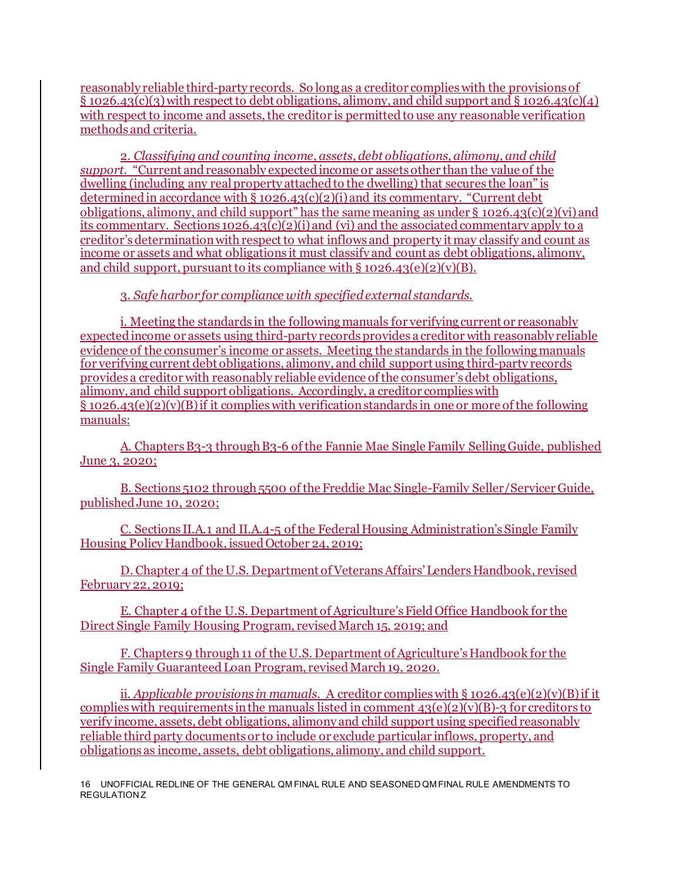reasonably reliable third-party records. So long as a creditor complies with the provisions of § 1026.43(c)(3) with respect to debt obligations, alimony, and child support and § 1026.43(c)(4) with respect to income and assets, the creditor is permitted to use any reasonable verification methods and criteria.

2. *Classifying and counting income, assets, debt obligations, alimony, and child support.* "Current and reasonably expected income or assets other than the value of the dwelling (including any real property attached to the dwelling) that secures the loan" is determined in accordance with § 1026.43(c)(2)(i) and its commentary. "Current debt obligations, alimony, and child support" has the same meaning as under § 1026.43(c)(2)(vi) and its commentary. Sections 1026.43(c)(2)(i) and (vi) and the associated commentary apply to a creditor's determination with respect to what inflows and property it may classify and count as income or assets and what obligations it must classify and count as debt obligations, alimony, and child support, pursuant to its compliance with § 1026.43(e)(2)(v)(B).

3. *Safe harbor for compliance with specified external standards.*

i. Meeting the standards in the following manuals for verifying current or reasonably expected income or assets using third-party records provides a creditor with reasonably reliable evidence of the consumer's income or assets. Meeting the standards in the following manuals for verifying current debt obligations, alimony, and child support using third-party records provides a creditor with reasonably reliable evidence of the consumer's debt obligations, alimony, and child support obligations. Accordingly, a creditor complies with § 1026.43(e)(2)(v)(B) if it complies with verification standards in one or more of the following manuals:

A. Chapters B3-3 through B3-6 of the Fannie Mae Single Family Selling Guide, published June 3, 2020;

B. Sections 5102 through 5500 of the Freddie Mac Single-Family Seller/Servicer Guide, published June 10, 2020;

C. Sections II.A.1 and II.A.4-5 of the Federal Housing Administration's Single Family Housing Policy Handbook, issued October 24, 2019;

D. Chapter 4 of the U.S. Department of Veterans Affairs' Lenders Handbook, revised February 22, 2019;

E. Chapter 4 of the U.S. Department of Agriculture's Field Office Handbook for the Direct Single Family Housing Program, revised March 15, 2019; and

F. Chapters 9 through 11 of the U.S. Department of Agriculture's Handbook for the Single Family Guaranteed Loan Program, revised March 19, 2020.

ii. *Applicable provisions in manuals.* A creditor complies with § 1026.43(e)(2)(v)(B) if it complies with requirements in the manuals listed in comment 43(e)(2)(v)(B)-3 for creditors to verify income, assets, debt obligations, alimony and child support using specified reasonably reliable third party documents or to include or exclude particular inflows, property, and obligations as income, assets, debt obligations, alimony, and child support.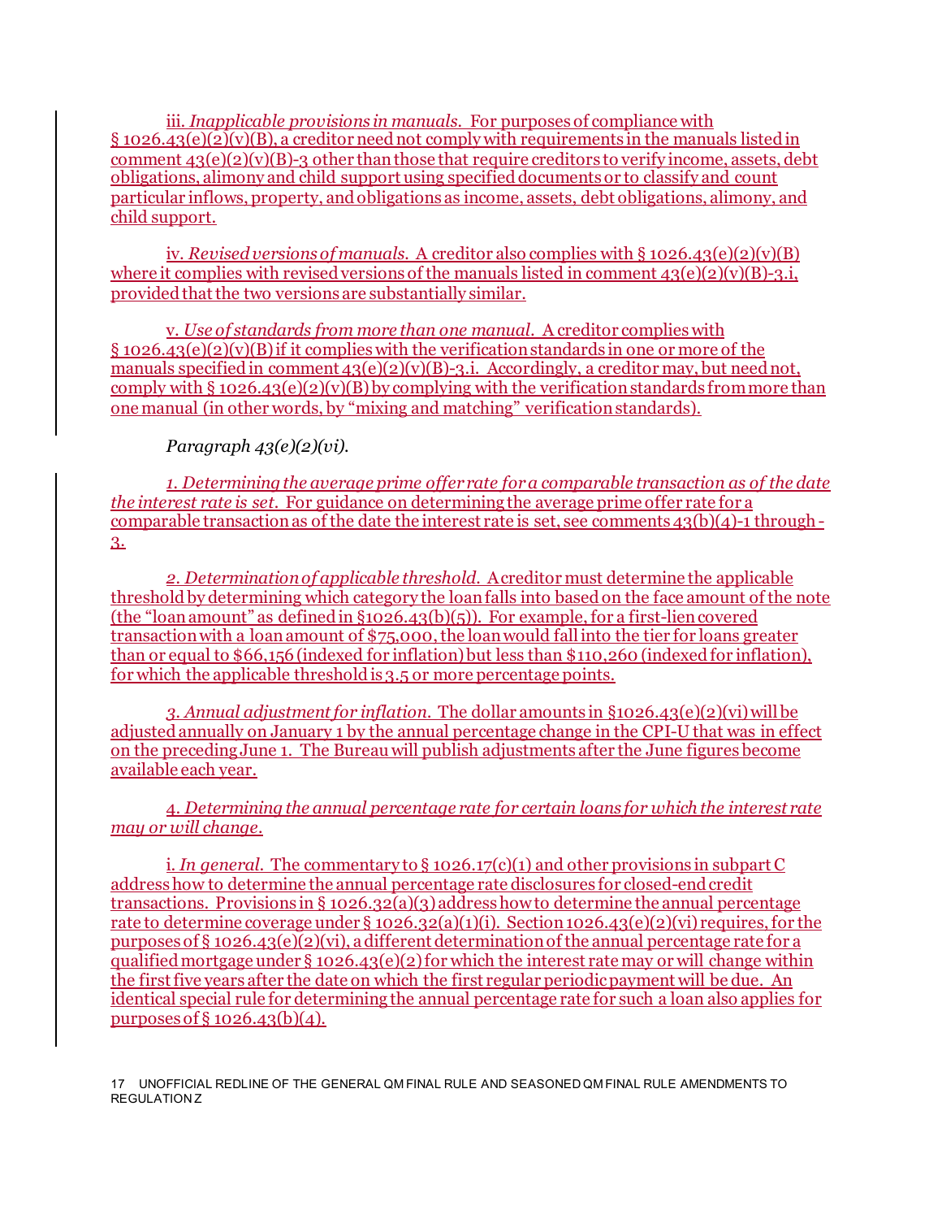iii. *Inapplicable provisions in manuals.* For purposes of compliance with § 1026.43(e)(2)(v)(B), a creditor need not comply with requirements in the manuals listed in comment 43(e)(2)(v)(B)-3 other than those that require creditors to verify income, assets, debt obligations, alimony and child support using specified documents or to classify and count particular inflows, property, and obligations as income, assets, debt obligations, alimony, and child support.

iv. *Revised versions of manuals.* A creditor also complies with § 1026.43(e)(2)(v)(B) where it complies with revised versions of the manuals listed in comment 43(e)(2)(v)(B)-3.i, provided that the two versions are substantially similar.

v. *Use of standards from more than one manual.* A creditor complies with § 1026.43(e)(2)(v)(B) if it complies with the verification standards in one or more of the manuals specified in comment 43(e)(2)(v)(B)-3.i. Accordingly, a creditor may, but need not, comply with § 1026.43(e)(2)(v)(B) by complying with the verification standards from more than one manual (in other words, by "mixing and matching" verification standards).

*Paragraph 43(e)(2)(vi).*

*1. Determining the average prime offer rate for a comparable transaction as of the date the interest rate is set.* For guidance on determining the average prime offer rate for a comparable transaction as of the date the interest rate is set, see comments 43(b)(4)-1 through -3.

*2. Determination of applicable threshold.* A creditor must determine the applicable threshold by determining which category the loan falls into based on the face amount of the note (the "loan amount" as defined in §1026.43(b)(5)). For example, for a first-lien covered transaction with a loan amount of $75,000, the loan would fall into the tier for loans greater than or equal to $66,156 (indexed for inflation) but less than $110,260 (indexed for inflation), for which the applicable threshold is 3.5 or more percentage points.

*3. Annual adjustment for inflation.* The dollar amounts in §1026.43(e)(2)(vi) will be adjusted annually on January 1 by the annual percentage change in the CPI-U that was in effect on the preceding June 1. The Bureau will publish adjustments after the June figures become available each year.

4*. Determining the annual percentage rate for certain loans for which the interest rate may or will change.*

i. *In general.* The commentary to § 1026.17(c)(1) and other provisions in subpart C address how to determine the annual percentage rate disclosures for closed-end credit transactions. Provisions in § 1026.32(a)(3) address how to determine the annual percentage rate to determine coverage under § 1026.32(a)(1)(i). Section 1026.43(e)(2)(vi) requires, for the purposes of § 1026.43(e)(2)(vi), a different determination of the annual percentage rate for a qualified mortgage under § 1026.43(e)(2) for which the interest rate may or will change within the first five years after the date on which the first regular periodic payment will be due. An identical special rule for determining the annual percentage rate for such a loan also applies for purposes of § 1026.43(b)(4).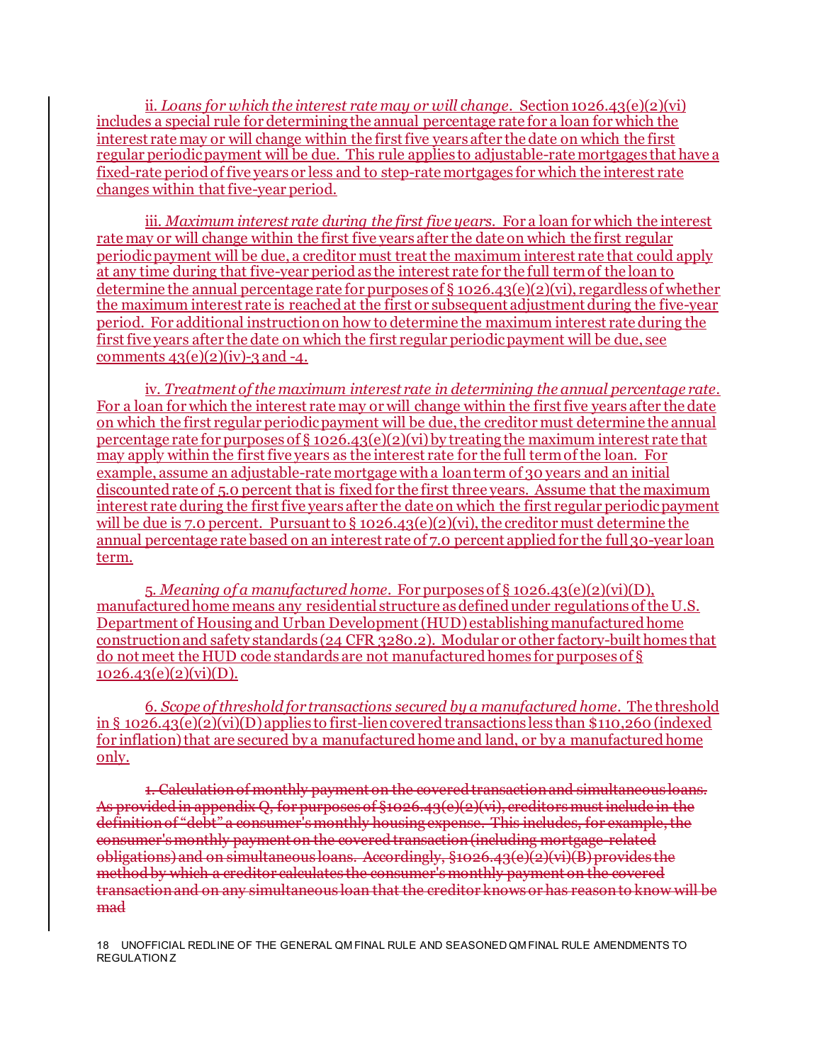ii. *Loans for which the interest rate may or will change.* Section 1026.43(e)(2)(vi) includes a special rule for determining the annual percentage rate for a loan for which the interest rate may or will change within the first five years after the date on which the first regular periodic payment will be due. This rule applies to adjustable-rate mortgages that have a fixed-rate period of five years or less and to step-rate mortgages for which the interest rate changes within that five-year period.

iii. *Maximum interest rate during the first five years.* For a loan for which the interest rate may or will change within the first five years after the date on which the first regular periodic payment will be due, a creditor must treat the maximum interest rate that could apply at any time during that five-year period as the interest rate for the full term of the loan to determine the annual percentage rate for purposes of § 1026.43(e)(2)(vi), regardless of whether the maximum interest rate is reached at the first or subsequent adjustment during the five-year period. For additional instruction on how to determine the maximum interest rate during the first five years after the date on which the first regular periodic payment will be due, see comments 43(e)(2)(iv)-3 and -4.

iv. *Treatment of the maximum interest rate in determining the annual percentage rate.* For a loan for which the interest rate may or will change within the first five years after the date on which the first regular periodic payment will be due, the creditor must determine the annual percentage rate for purposes of § 1026.43(e)(2)(vi) by treating the maximum interest rate that may apply within the first five years as the interest rate for the full term of the loan. For example, assume an adjustable-rate mortgage with a loan term of 30 years and an initial discounted rate of 5.0 percent that is fixed for the first three years. Assume that the maximum interest rate during the first five years after the date on which the first regular periodic payment will be due is 7.0 percent. Pursuant to § 1026.43(e)(2)(vi), the creditor must determine the annual percentage rate based on an interest rate of 7.0 percent applied for the full 30-year loan term.

5. *Meaning of a manufactured home.* For purposes of § 1026.43(e)(2)(vi)(D), manufactured home means any residential structure as defined under regulations of the U.S. Department of Housing and Urban Development (HUD) establishing manufactured home construction and safety standards (24 CFR 3280.2). Modular or other factory-built homes that do not meet the HUD code standards are not manufactured homes for purposes of § 1026.43(e)(2)(vi)(D).

6. *Scope of threshold for transactions secured by a manufactured home.* The threshold in § 1026.43(e)(2)(vi)(D) applies to first-lien covered transactions less than $110,260 (indexed for inflation) that are secured by a manufactured home and land, or by a manufactured home only.

~~1. Calculation of monthly payment on the covered transaction and simultaneous loans. As provided in appendix Q, for purposes of §1026.43(e)(2)(vi), creditors must include in the definition of "debt" a consumer's monthly housing expense. This includes, for example, the consumer's monthly payment on the covered transaction (including mortgage-related obligations) and on simultaneous loans. Accordingly, §1026.43(e)(2)(vi)(B) provides the method by which a creditor calculates the consumer's monthly payment on the covered transaction and on any simultaneous loan that the creditor knows or has reason to know will be mad~~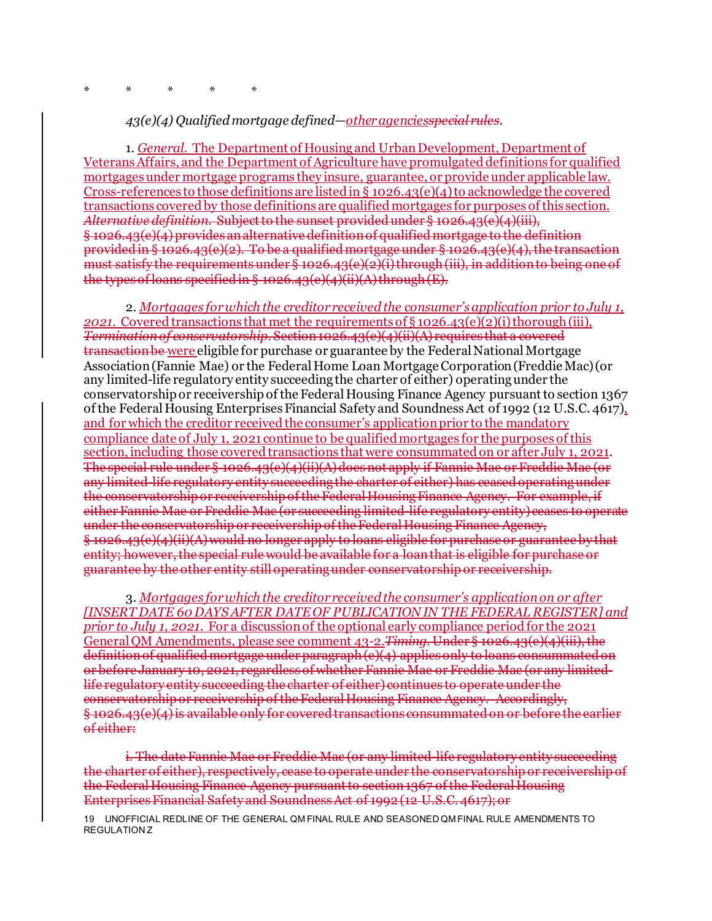\*        \*        \*        \*        \*

*43(e)(4) Qualified mortgage defined—other agencies~~special rules~~.*

1. *General.* The Department of Housing and Urban Development, Department of Veterans Affairs, and the Department of Agriculture have promulgated definitions for qualified mortgages under mortgage programs they insure, guarantee, or provide under applicable law. Cross-references to those definitions are listed in § 1026.43(e)(4) to acknowledge the covered transactions covered by those definitions are qualified mortgages for purposes of this section. ~~*Alternative definition.* Subject to the sunset provided under § 1026.43(e)(4)(iii), § 1026.43(e)(4) provides an alternative definition of qualified mortgage to the definition provided in § 1026.43(e)(2). To be a qualified mortgage under § 1026.43(e)(4), the transaction must satisfy the requirements under § 1026.43(e)(2)(i) through (iii), in addition to being one of the types of loans specified in § 1026.43(e)(4)(ii)(A) through (E).~~

2. *Mortgages for which the creditor received the consumer's application prior to July 1, 2021.* Covered transactions that met the requirements of § 1026.43(e)(2)(i) thorough (iii), ~~*Termination of conservatorship.* Section 1026.43(e)(4)(ii)(A) requires that a covered transaction be~~ were eligible for purchase or guarantee by the Federal National Mortgage Association (Fannie Mae) or the Federal Home Loan Mortgage Corporation (Freddie Mac) (or any limited-life regulatory entity succeeding the charter of either) operating under the conservatorship or receivership of the Federal Housing Finance Agency pursuant to section 1367 of the Federal Housing Enterprises Financial Safety and Soundness Act of 1992 (12 U.S.C. 4617), and for which the creditor received the consumer's application prior to the mandatory compliance date of July 1, 2021 continue to be qualified mortgages for the purposes of this section, including those covered transactions that were consummated on or after July 1, 2021. ~~The special rule under § 1026.43(e)(4)(ii)(A) does not apply if Fannie Mae or Freddie Mac (or any limited-life regulatory entity succeeding the charter of either) has ceased operating under the conservatorship or receivership of the Federal Housing Finance Agency. For example, if either Fannie Mae or Freddie Mac (or succeeding limited-life regulatory entity) ceases to operate under the conservatorship or receivership of the Federal Housing Finance Agency, § 1026.43(e)(4)(ii)(A) would no longer apply to loans eligible for purchase or guarantee by that entity; however, the special rule would be available for a loan that is eligible for purchase or guarantee by the other entity still operating under conservatorship or receivership.~~

3. *Mortgages for which the creditor received the consumer's application on or after [INSERT DATE 60 DAYS AFTER DATE OF PUBLICATION IN THE FEDERAL REGISTER] and prior to July 1, 2021.* For a discussion of the optional early compliance period for the 2021 General QM Amendments, please see comment 43-2. ~~*Timing.* Under § 1026.43(e)(4)(iii), the definition of qualified mortgage under paragraph (e)(4) applies only to loans consummated on or before January 10, 2021, regardless of whether Fannie Mae or Freddie Mac (or any limited-life regulatory entity succeeding the charter of either) continues to operate under the conservatorship or receivership of the Federal Housing Finance Agency. Accordingly, § 1026.43(e)(4) is available only for covered transactions consummated on or before the earlier of either:~~

~~i. The date Fannie Mae or Freddie Mac (or any limited-life regulatory entity succeeding the charter of either), respectively, cease to operate under the conservatorship or receivership of the Federal Housing Finance Agency pursuant to section 1367 of the Federal Housing Enterprises Financial Safety and Soundness Act of 1992 (12 U.S.C. 4617); or~~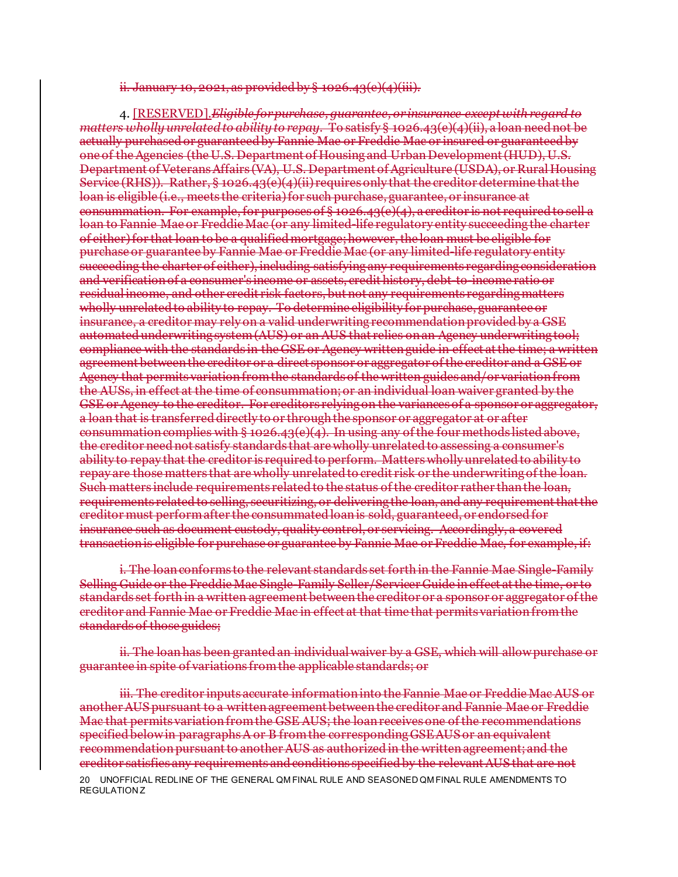~~ii. January 10, 2021, as provided by § 1026.43(e)(4)(iii).~~

4. [RESERVED].~~*Eligible for purchase, guarantee, or insurance except with regard to matters wholly unrelated to ability to repay.* To satisfy § 1026.43(e)(4)(ii), a loan need not be actually purchased or guaranteed by Fannie Mae or Freddie Mac or insured or guaranteed by one of the Agencies (the U.S. Department of Housing and Urban Development (HUD), U.S. Department of Veterans Affairs (VA), U.S. Department of Agriculture (USDA), or Rural Housing Service (RHS)). Rather, § 1026.43(e)(4)(ii) requires only that the creditor determine that the loan is eligible (i.e., meets the criteria) for such purchase, guarantee, or insurance at consummation. For example, for purposes of § 1026.43(e)(4), a creditor is not required to sell a loan to Fannie Mae or Freddie Mac (or any limited-life regulatory entity succeeding the charter of either) for that loan to be a qualified mortgage; however, the loan must be eligible for purchase or guarantee by Fannie Mae or Freddie Mac (or any limited-life regulatory entity succeeding the charter of either), including satisfying any requirements regarding consideration and verification of a consumer's income or assets, credit history, debt-to-income ratio or residual income, and other credit risk factors, but not any requirements regarding matters wholly unrelated to ability to repay. To determine eligibility for purchase, guarantee or insurance, a creditor may rely on a valid underwriting recommendation provided by a GSE automated underwriting system (AUS) or an AUS that relies on an Agency underwriting tool; compliance with the standards in the GSE or Agency written guide in effect at the time; a written agreement between the creditor or a direct sponsor or aggregator of the creditor and a GSE or Agency that permits variation from the standards of the written guides and/or variation from the AUSs, in effect at the time of consummation; or an individual loan waiver granted by the GSE or Agency to the creditor. For creditors relying on the variances of a sponsor or aggregator, a loan that is transferred directly to or through the sponsor or aggregator at or after consummation complies with § 1026.43(e)(4). In using any of the four methods listed above, the creditor need not satisfy standards that are wholly unrelated to assessing a consumer's ability to repay that the creditor is required to perform. Matters wholly unrelated to ability to repay are those matters that are wholly unrelated to credit risk or the underwriting of the loan. Such matters include requirements related to the status of the creditor rather than the loan, requirements related to selling, securitizing, or delivering the loan, and any requirement that the creditor must perform after the consummated loan is sold, guaranteed, or endorsed for insurance such as document custody, quality control, or servicing. Accordingly, a covered transaction is eligible for purchase or guarantee by Fannie Mae or Freddie Mac, for example, if:~~

~~i. The loan conforms to the relevant standards set forth in the Fannie Mae Single-Family Selling Guide or the Freddie Mac Single-Family Seller/Servicer Guide in effect at the time, or to standards set forth in a written agreement between the creditor or a sponsor or aggregator of the creditor and Fannie Mae or Freddie Mac in effect at that time that permits variation from the standards of those guides;~~

~~ii. The loan has been granted an individual waiver by a GSE, which will allow purchase or guarantee in spite of variations from the applicable standards; or~~

~~iii. The creditor inputs accurate information into the Fannie Mae or Freddie Mac AUS or another AUS pursuant to a written agreement between the creditor and Fannie Mae or Freddie Mac that permits variation from the GSE AUS; the loan receives one of the recommendations specified below in paragraphs A or B from the corresponding GSE AUS or an equivalent recommendation pursuant to another AUS as authorized in the written agreement; and the creditor satisfies any requirements and conditions specified by the relevant AUS that are not~~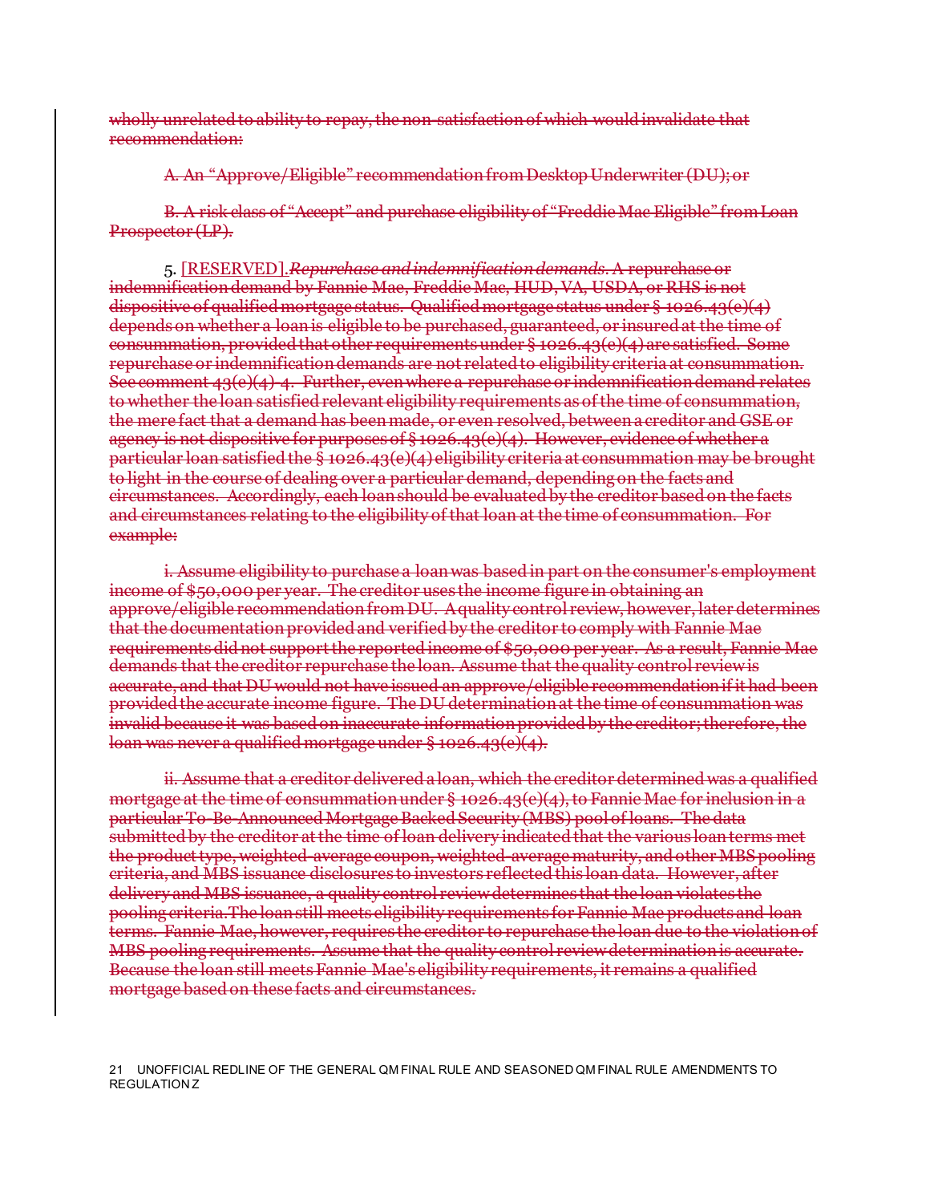~~wholly unrelated to ability to repay, the non-satisfaction of which would invalidate that recommendation:~~

~~A. An "Approve/Eligible" recommendation from Desktop Underwriter (DU); or~~

~~B. A risk class of "Accept" and purchase eligibility of "Freddie Mac Eligible" from Loan Prospector (LP).~~

5. [RESERVED].~~*Repurchase and indemnification demands*. A repurchase or indemnification demand by Fannie Mae, Freddie Mac, HUD, VA, USDA, or RHS is not dispositive of qualified mortgage status. Qualified mortgage status under § 1026.43(e)(4) depends on whether a loan is eligible to be purchased, guaranteed, or insured at the time of consummation, provided that other requirements under § 1026.43(e)(4) are satisfied. Some repurchase or indemnification demands are not related to eligibility criteria at consummation. See comment 43(e)(4)-4. Further, even where a repurchase or indemnification demand relates to whether the loan satisfied relevant eligibility requirements as of the time of consummation, the mere fact that a demand has been made, or even resolved, between a creditor and GSE or agency is not dispositive for purposes of § 1026.43(e)(4). However, evidence of whether a particular loan satisfied the § 1026.43(e)(4) eligibility criteria at consummation may be brought to light in the course of dealing over a particular demand, depending on the facts and circumstances. Accordingly, each loan should be evaluated by the creditor based on the facts and circumstances relating to the eligibility of that loan at the time of consummation. For example:~~

~~i. Assume eligibility to purchase a loan was based in part on the consumer's employment income of $50,000 per year. The creditor uses the income figure in obtaining an approve/eligible recommendation from DU. A quality control review, however, later determines that the documentation provided and verified by the creditor to comply with Fannie Mae requirements did not support the reported income of $50,000 per year. As a result, Fannie Mae demands that the creditor repurchase the loan. Assume that the quality control review is accurate, and that DU would not have issued an approve/eligible recommendation if it had been provided the accurate income figure. The DU determination at the time of consummation was invalid because it was based on inaccurate information provided by the creditor; therefore, the loan was never a qualified mortgage under § 1026.43(e)(4).~~

~~ii. Assume that a creditor delivered a loan, which the creditor determined was a qualified mortgage at the time of consummation under § 1026.43(e)(4), to Fannie Mae for inclusion in a particular To-Be-Announced Mortgage Backed Security (MBS) pool of loans. The data submitted by the creditor at the time of loan delivery indicated that the various loan terms met the product type, weighted-average coupon, weighted-average maturity, and other MBS pooling criteria, and MBS issuance disclosures to investors reflected this loan data. However, after delivery and MBS issuance, a quality control review determines that the loan violates the pooling criteria. The loan still meets eligibility requirements for Fannie Mae products and loan terms. Fannie Mae, however, requires the creditor to repurchase the loan due to the violation of MBS pooling requirements. Assume that the quality control review determination is accurate. Because the loan still meets Fannie Mae's eligibility requirements, it remains a qualified mortgage based on these facts and circumstances.~~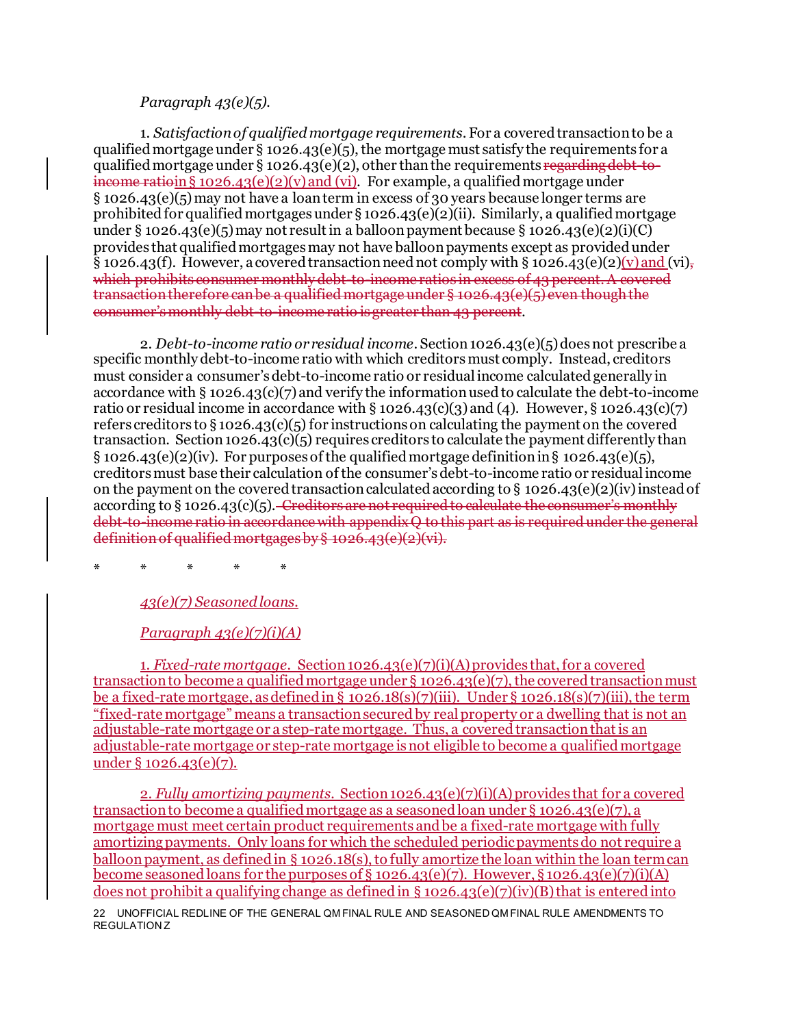*Paragraph 43(e)(5).*

1. *Satisfaction of qualified mortgage requirements*. For a covered transaction to be a qualified mortgage under § 1026.43(e)(5), the mortgage must satisfy the requirements for a qualified mortgage under § 1026.43(e)(2), other than the requirements ~~regarding debt-to-income ratio~~in § 1026.43(e)(2)(v) and (vi). For example, a qualified mortgage under § 1026.43(e)(5) may not have a loan term in excess of 30 years because longer terms are prohibited for qualified mortgages under § 1026.43(e)(2)(ii). Similarly, a qualified mortgage under § 1026.43(e)(5) may not result in a balloon payment because § 1026.43(e)(2)(i)(C) provides that qualified mortgages may not have balloon payments except as provided under § 1026.43(f). However, a covered transaction need not comply with § 1026.43(e)(2)(v) and (vi)~~, which prohibits consumer monthly debt-to-income ratios in excess of 43 percent. A covered transaction therefore can be a qualified mortgage under § 1026.43(e)(5) even though the consumer's monthly debt-to-income ratio is greater than 43 percent~~.

2. *Debt-to-income ratio or residual income*. Section 1026.43(e)(5) does not prescribe a specific monthly debt-to-income ratio with which creditors must comply. Instead, creditors must consider a consumer's debt-to-income ratio or residual income calculated generally in accordance with § 1026.43(c)(7) and verify the information used to calculate the debt-to-income ratio or residual income in accordance with § 1026.43(c)(3) and (4). However, § 1026.43(c)(7) refers creditors to § 1026.43(c)(5) for instructions on calculating the payment on the covered transaction. Section 1026.43(c)(5) requires creditors to calculate the payment differently than § 1026.43(e)(2)(iv). For purposes of the qualified mortgage definition in § 1026.43(e)(5), creditors must base their calculation of the consumer's debt-to-income ratio or residual income on the payment on the covered transaction calculated according to § 1026.43(e)(2)(iv) instead of according to § 1026.43(c)(5).~~ Creditors are not required to calculate the consumer's monthly debt-to-income ratio in accordance with appendix Q to this part as is required under the general definition of qualified mortgages by § 1026.43(e)(2)(vi).~~

\* \* \* \* \*

*43(e)(7) Seasoned loans.*

*Paragraph 43(e)(7)(i)(A)*

1. *Fixed-rate mortgage*. Section 1026.43(e)(7)(i)(A) provides that, for a covered transaction to become a qualified mortgage under § 1026.43(e)(7), the covered transaction must be a fixed-rate mortgage, as defined in § 1026.18(s)(7)(iii). Under § 1026.18(s)(7)(iii), the term "fixed-rate mortgage" means a transaction secured by real property or a dwelling that is not an adjustable-rate mortgage or a step-rate mortgage. Thus, a covered transaction that is an adjustable-rate mortgage or step-rate mortgage is not eligible to become a qualified mortgage under § 1026.43(e)(7).

2. *Fully amortizing payments*. Section 1026.43(e)(7)(i)(A) provides that for a covered transaction to become a qualified mortgage as a seasoned loan under § 1026.43(e)(7), a mortgage must meet certain product requirements and be a fixed-rate mortgage with fully amortizing payments. Only loans for which the scheduled periodic payments do not require a balloon payment, as defined in § 1026.18(s), to fully amortize the loan within the loan term can become seasoned loans for the purposes of § 1026.43(e)(7). However, § 1026.43(e)(7)(i)(A) does not prohibit a qualifying change as defined in § 1026.43(e)(7)(iv)(B) that is entered into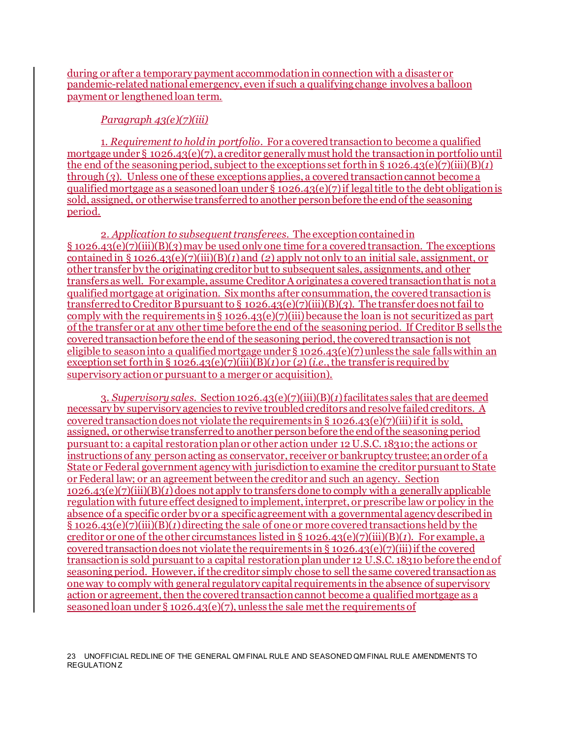during or after a temporary payment accommodation in connection with a disaster or pandemic-related national emergency, even if such a qualifying change involves a balloon payment or lengthened loan term.

*Paragraph 43(e)(7)(iii)*

1. *Requirement to hold in portfolio*. For a covered transaction to become a qualified mortgage under § 1026.43(e)(7), a creditor generally must hold the transaction in portfolio until the end of the seasoning period, subject to the exceptions set forth in § 1026.43(e)(7)(iii)(B)(*1*) through (*3*). Unless one of these exceptions applies, a covered transaction cannot become a qualified mortgage as a seasoned loan under § 1026.43(e)(7) if legal title to the debt obligation is sold, assigned, or otherwise transferred to another person before the end of the seasoning period.

2. *Application to subsequent transferees*. The exception contained in § 1026.43(e)(7)(iii)(B)(*3*) may be used only one time for a covered transaction. The exceptions contained in § 1026.43(e)(7)(iii)(B)(*1*) and (*2*) apply not only to an initial sale, assignment, or other transfer by the originating creditor but to subsequent sales, assignments, and other transfers as well. For example, assume Creditor A originates a covered transaction that is not a qualified mortgage at origination. Six months after consummation, the covered transaction is transferred to Creditor B pursuant to § 1026.43(e)(7)(iii)(B)(*3*). The transfer does not fail to comply with the requirements in § 1026.43(e)(7)(iii) because the loan is not securitized as part of the transfer or at any other time before the end of the seasoning period. If Creditor B sells the covered transaction before the end of the seasoning period, the covered transaction is not eligible to season into a qualified mortgage under § 1026.43(e)(7) unless the sale falls within an exception set forth in § 1026.43(e)(7)(iii)(B)(*1*) or (*2*) (*i.e.*, the transfer is required by supervisory action or pursuant to a merger or acquisition).

3. *Supervisory sales*. Section 1026.43(e)(7)(iii)(B)(*1*) facilitates sales that are deemed necessary by supervisory agencies to revive troubled creditors and resolve failed creditors. A covered transaction does not violate the requirements in § 1026.43(e)(7)(iii) if it is sold, assigned, or otherwise transferred to another person before the end of the seasoning period pursuant to: a capital restoration plan or other action under 12 U.S.C. 1831o; the actions or instructions of any person acting as conservator, receiver or bankruptcy trustee; an order of a State or Federal government agency with jurisdiction to examine the creditor pursuant to State or Federal law; or an agreement between the creditor and such an agency. Section 1026.43(e)(7)(iii)(B)(*1*) does not apply to transfers done to comply with a generally applicable regulation with future effect designed to implement, interpret, or prescribe law or policy in the absence of a specific order by or a specific agreement with a governmental agency described in § 1026.43(e)(7)(iii)(B)(*1*) directing the sale of one or more covered transactions held by the creditor or one of the other circumstances listed in § 1026.43(e)(7)(iii)(B)(*1*). For example, a covered transaction does not violate the requirements in § 1026.43(e)(7)(iii) if the covered transaction is sold pursuant to a capital restoration plan under 12 U.S.C. 1831o before the end of seasoning period. However, if the creditor simply chose to sell the same covered transaction as one way to comply with general regulatory capital requirements in the absence of supervisory action or agreement, then the covered transaction cannot become a qualified mortgage as a seasoned loan under § 1026.43(e)(7), unless the sale met the requirements of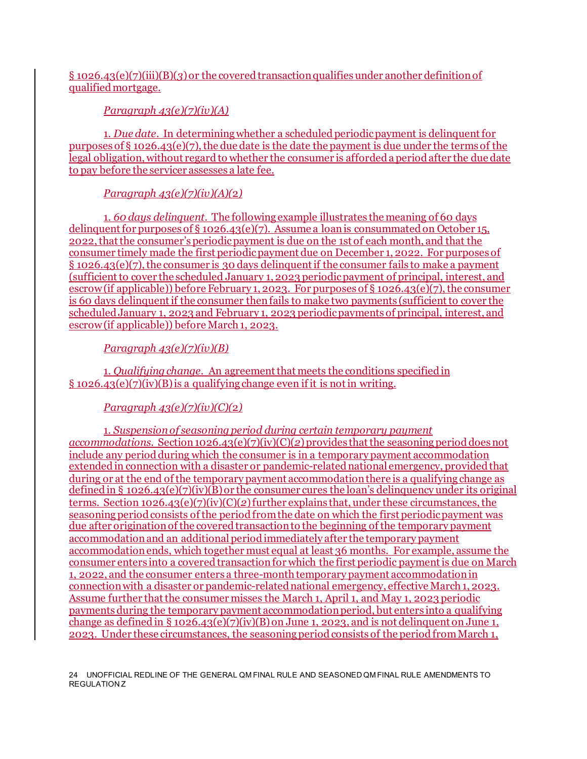§ 1026.43(e)(7)(iii)(B)(*3*) or the covered transaction qualifies under another definition of qualified mortgage.

*Paragraph 43(e)(7)(iv)(A)*

1. *Due date*. In determining whether a scheduled periodic payment is delinquent for purposes of § 1026.43(e)(7), the due date is the date the payment is due under the terms of the legal obligation, without regard to whether the consumer is afforded a period after the due date to pay before the servicer assesses a late fee.

*Paragraph 43(e)(7)(iv)(A)(2)*

1. *60 days delinquent*. The following example illustrates the meaning of 60 days delinquent for purposes of § 1026.43(e)(7). Assume a loan is consummated on October 15, 2022, that the consumer's periodic payment is due on the 1st of each month, and that the consumer timely made the first periodic payment due on December 1, 2022. For purposes of § 1026.43(e)(7), the consumer is 30 days delinquent if the consumer fails to make a payment (sufficient to cover the scheduled January 1, 2023 periodic payment of principal, interest, and escrow (if applicable)) before February 1, 2023. For purposes of § 1026.43(e)(7), the consumer is 60 days delinquent if the consumer then fails to make two payments (sufficient to cover the scheduled January 1, 2023 and February 1, 2023 periodic payments of principal, interest, and escrow (if applicable)) before March 1, 2023.

*Paragraph 43(e)(7)(iv)(B)*

1. *Qualifying change*. An agreement that meets the conditions specified in § 1026.43(e)(7)(iv)(B) is a qualifying change even if it is not in writing.

*Paragraph 43(e)(7)(iv)(C)(2)*

1. *Suspension of seasoning period during certain temporary payment accommodations*. Section 1026.43(e)(7)(iv)(C)(*2*) provides that the seasoning period does not include any period during which the consumer is in a temporary payment accommodation extended in connection with a disaster or pandemic-related national emergency, provided that during or at the end of the temporary payment accommodation there is a qualifying change as defined in § 1026.43(e)(7)(iv)(B) or the consumer cures the loan's delinquency under its original terms. Section 1026.43(e)(7)(iv)(C)(*2*) further explains that, under these circumstances, the seasoning period consists of the period from the date on which the first periodic payment was due after origination of the covered transaction to the beginning of the temporary payment accommodation and an additional period immediately after the temporary payment accommodation ends, which together must equal at least 36 months. For example, assume the consumer enters into a covered transaction for which the first periodic payment is due on March 1, 2022, and the consumer enters a three-month temporary payment accommodation in connection with a disaster or pandemic-related national emergency, effective March 1, 2023. Assume further that the consumer misses the March 1, April 1, and May 1, 2023 periodic payments during the temporary payment accommodation period, but enters into a qualifying change as defined in § 1026.43(e)(7)(iv)(B) on June 1, 2023, and is not delinquent on June 1, 2023. Under these circumstances, the seasoning period consists of the period from March 1,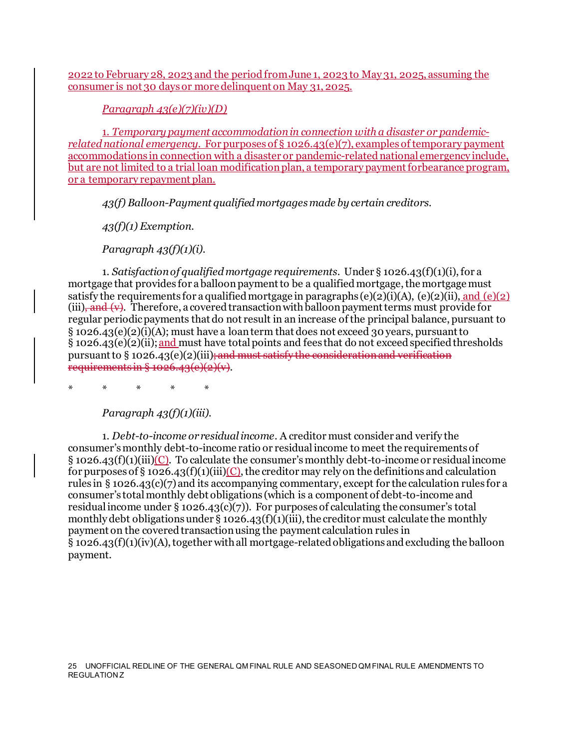2022 to February 28, 2023 and the period from June 1, 2023 to May 31, 2025, assuming the consumer is not 30 days or more delinquent on May 31, 2025.

*Paragraph 43(e)(7)(iv)(D)*

1. *Temporary payment accommodation in connection with a disaster or pandemic-related national emergency.* For purposes of § 1026.43(e)(7), examples of temporary payment accommodations in connection with a disaster or pandemic-related national emergency include, but are not limited to a trial loan modification plan, a temporary payment forbearance program, or a temporary repayment plan.

*43(f) Balloon-Payment qualified mortgages made by certain creditors.*

*43(f)(1) Exemption.*

*Paragraph 43(f)(1)(i).*

1. *Satisfaction of qualified mortgage requirements*. Under § 1026.43(f)(1)(i), for a mortgage that provides for a balloon payment to be a qualified mortgage, the mortgage must satisfy the requirements for a qualified mortgage in paragraphs (e)(2)(i)(A), (e)(2)(ii), and (e)(2)(iii)~~, and (v)~~. Therefore, a covered transaction with balloon payment terms must provide for regular periodic payments that do not result in an increase of the principal balance, pursuant to § 1026.43(e)(2)(i)(A); must have a loan term that does not exceed 30 years, pursuant to § 1026.43(e)(2)(ii); and must have total points and fees that do not exceed specified thresholds pursuant to § 1026.43(e)(2)(iii)~~; and must satisfy the consideration and verification requirements in § 1026.43(e)(2)(v)~~.

\* \* \* \* \*

*Paragraph 43(f)(1)(iii).*

1. *Debt-to-income or residual income*. A creditor must consider and verify the consumer's monthly debt-to-income ratio or residual income to meet the requirements of § 1026.43(f)(1)(iii)(C). To calculate the consumer's monthly debt-to-income or residual income for purposes of § 1026.43(f)(1)(iii)(C), the creditor may rely on the definitions and calculation rules in § 1026.43(c)(7) and its accompanying commentary, except for the calculation rules for a consumer's total monthly debt obligations (which is a component of debt-to-income and residual income under § 1026.43(c)(7)). For purposes of calculating the consumer's total monthly debt obligations under § 1026.43(f)(1)(iii), the creditor must calculate the monthly payment on the covered transaction using the payment calculation rules in § 1026.43(f)(1)(iv)(A), together with all mortgage-related obligations and excluding the balloon payment.